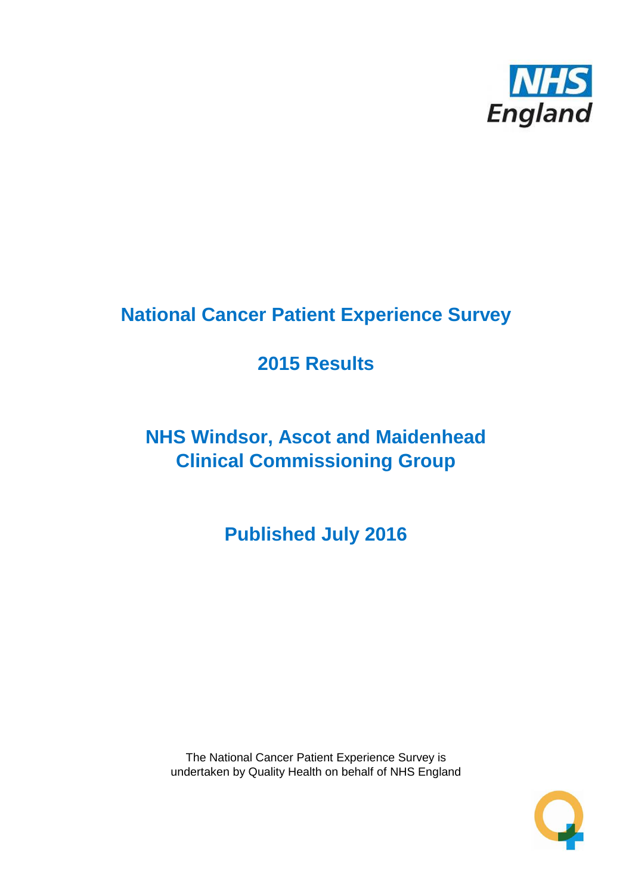NHS England

# National Cancer Patient Experience Survey

# 2015 Results

# NHS Windsor, Ascot and Maidenhead Clinical Commissioning Group

# Published July 2016

The National Cancer Patient Experience Survey is undertaken by Quality Health on behalf of NHS England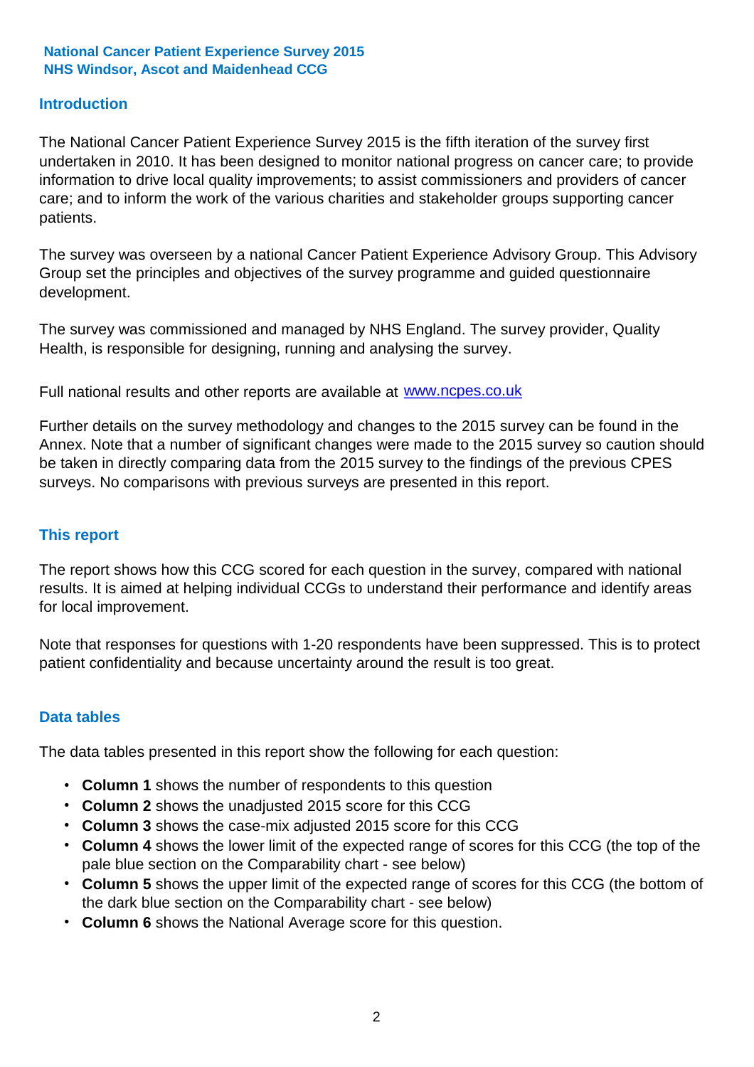**National Cancer Patient Experience Survey 2015**
**NHS Windsor, Ascot and Maidenhead CCG**

## Introduction

The National Cancer Patient Experience Survey 2015 is the fifth iteration of the survey first undertaken in 2010. It has been designed to monitor national progress on cancer care; to provide information to drive local quality improvements; to assist commissioners and providers of cancer care; and to inform the work of the various charities and stakeholder groups supporting cancer patients.

The survey was overseen by a national Cancer Patient Experience Advisory Group. This Advisory Group set the principles and objectives of the survey programme and guided questionnaire development.

The survey was commissioned and managed by NHS England. The survey provider, Quality Health, is responsible for designing, running and analysing the survey.

Full national results and other reports are available at www.ncpes.co.uk

Further details on the survey methodology and changes to the 2015 survey can be found in the Annex. Note that a number of significant changes were made to the 2015 survey so caution should be taken in directly comparing data from the 2015 survey to the findings of the previous CPES surveys. No comparisons with previous surveys are presented in this report.

## This report

The report shows how this CCG scored for each question in the survey, compared with national results. It is aimed at helping individual CCGs to understand their performance and identify areas for local improvement.

Note that responses for questions with 1-20 respondents have been suppressed. This is to protect patient confidentiality and because uncertainty around the result is too great.

## Data tables

The data tables presented in this report show the following for each question:

- **Column 1** shows the number of respondents to this question
- **Column 2** shows the unadjusted 2015 score for this CCG
- **Column 3** shows the case-mix adjusted 2015 score for this CCG
- **Column 4** shows the lower limit of the expected range of scores for this CCG (the top of the pale blue section on the Comparability chart - see below)
- **Column 5** shows the upper limit of the expected range of scores for this CCG (the bottom of the dark blue section on the Comparability chart - see below)
- **Column 6** shows the National Average score for this question.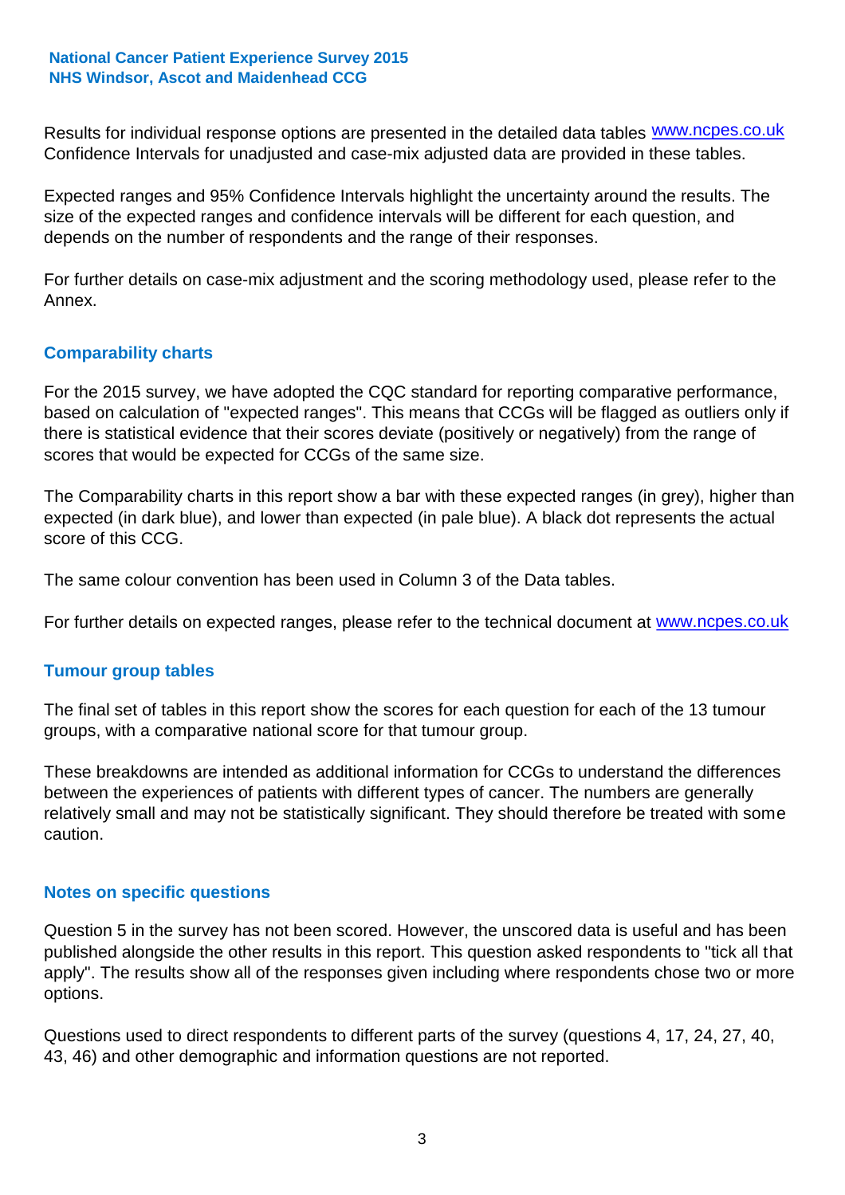Results for individual response options are presented in the detailed data tables www.ncpes.co.uk Confidence Intervals for unadjusted and case-mix adjusted data are provided in these tables.

Expected ranges and 95% Confidence Intervals highlight the uncertainty around the results. The size of the expected ranges and confidence intervals will be different for each question, and depends on the number of respondents and the range of their responses.

For further details on case-mix adjustment and the scoring methodology used, please refer to the Annex.

## Comparability charts

For the 2015 survey, we have adopted the CQC standard for reporting comparative performance, based on calculation of "expected ranges". This means that CCGs will be flagged as outliers only if there is statistical evidence that their scores deviate (positively or negatively) from the range of scores that would be expected for CCGs of the same size.

The Comparability charts in this report show a bar with these expected ranges (in grey), higher than expected (in dark blue), and lower than expected (in pale blue). A black dot represents the actual score of this CCG.

The same colour convention has been used in Column 3 of the Data tables.

For further details on expected ranges, please refer to the technical document at www.ncpes.co.uk

## Tumour group tables

The final set of tables in this report show the scores for each question for each of the 13 tumour groups, with a comparative national score for that tumour group.

These breakdowns are intended as additional information for CCGs to understand the differences between the experiences of patients with different types of cancer. The numbers are generally relatively small and may not be statistically significant. They should therefore be treated with some caution.

## Notes on specific questions

Question 5 in the survey has not been scored. However, the unscored data is useful and has been published alongside the other results in this report. This question asked respondents to "tick all that apply". The results show all of the responses given including where respondents chose two or more options.

Questions used to direct respondents to different parts of the survey (questions 4, 17, 24, 27, 40, 43, 46) and other demographic and information questions are not reported.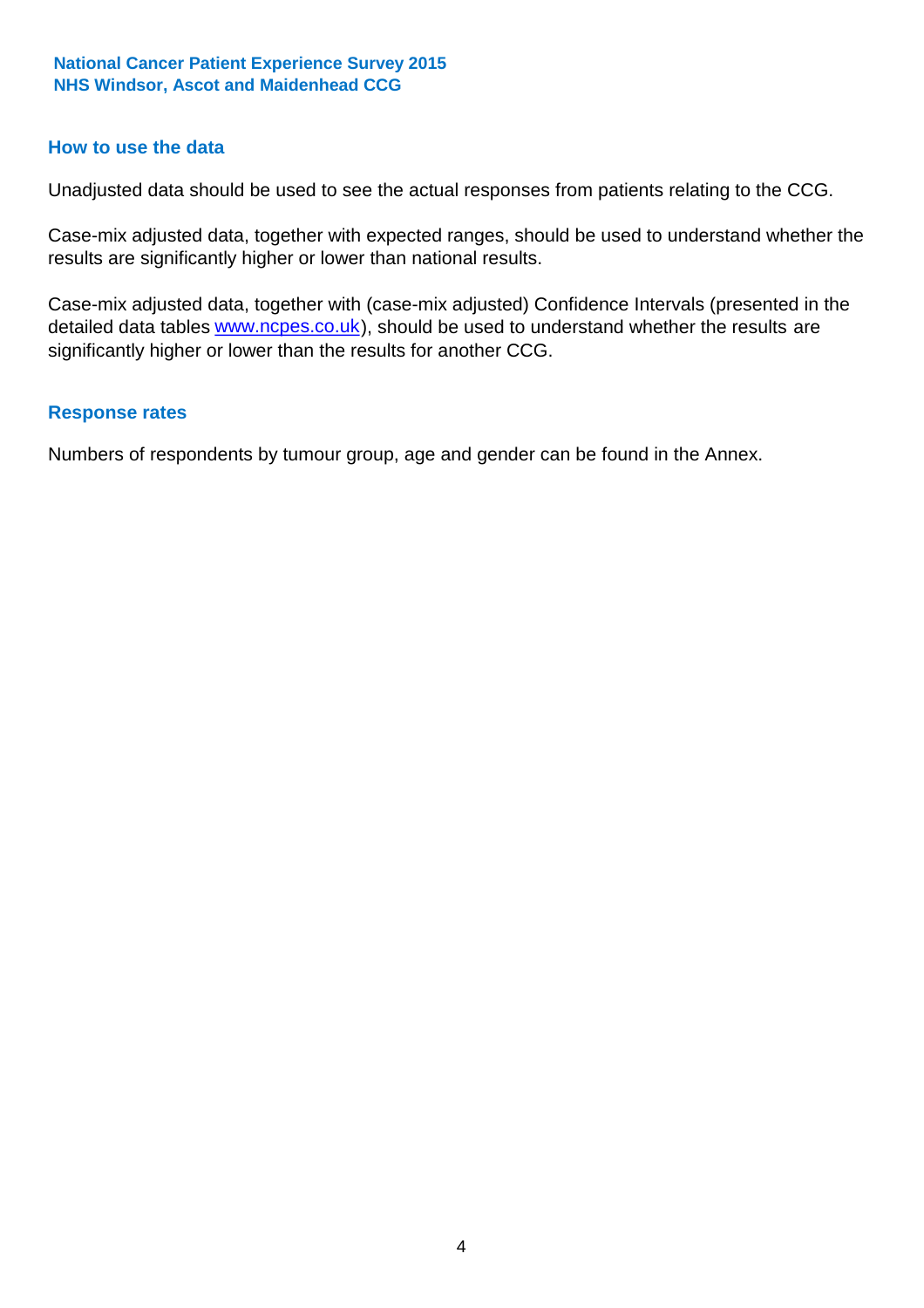## How to use the data

Unadjusted data should be used to see the actual responses from patients relating to the CCG.

Case-mix adjusted data, together with expected ranges, should be used to understand whether the results are significantly higher or lower than national results.

Case-mix adjusted data, together with (case-mix adjusted) Confidence Intervals (presented in the detailed data tables [www.ncpes.co.uk](http://www.ncpes.co.uk)), should be used to understand whether the results are significantly higher or lower than the results for another CCG.

## Response rates

Numbers of respondents by tumour group, age and gender can be found in the Annex.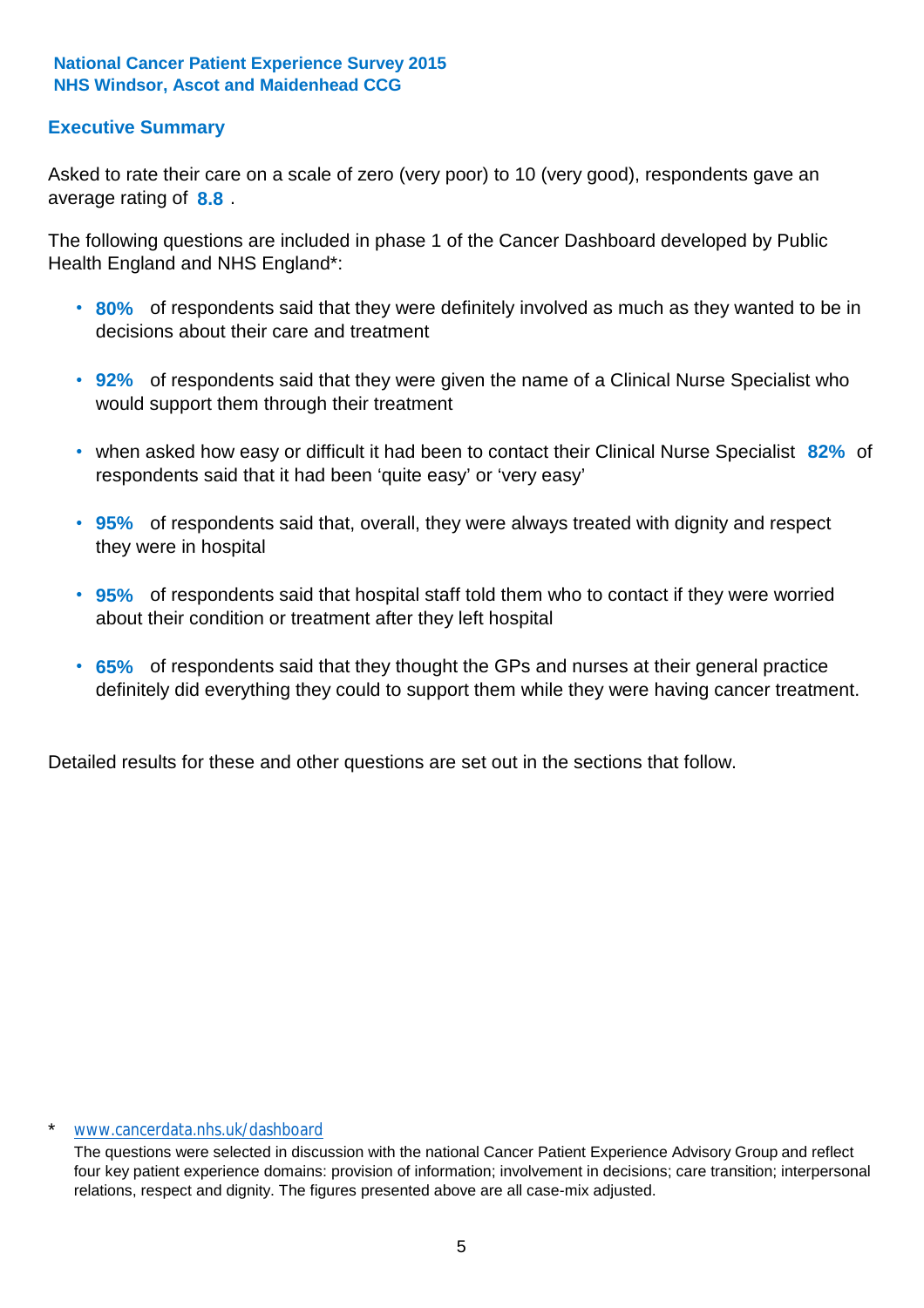National Cancer Patient Experience Survey 2015
NHS Windsor, Ascot and Maidenhead CCG

## Executive Summary

Asked to rate their care on a scale of zero (very poor) to 10 (very good), respondents gave an average rating of **8.8** .

The following questions are included in phase 1 of the Cancer Dashboard developed by Public Health England and NHS England*:

- **80%** of respondents said that they were definitely involved as much as they wanted to be in decisions about their care and treatment
- **92%** of respondents said that they were given the name of a Clinical Nurse Specialist who would support them through their treatment
- when asked how easy or difficult it had been to contact their Clinical Nurse Specialist **82%** of respondents said that it had been 'quite easy' or 'very easy'
- **95%** of respondents said that, overall, they were always treated with dignity and respect they were in hospital
- **95%** of respondents said that hospital staff told them who to contact if they were worried about their condition or treatment after they left hospital
- **65%** of respondents said that they thought the GPs and nurses at their general practice definitely did everything they could to support them while they were having cancer treatment.

Detailed results for these and other questions are set out in the sections that follow.

\* www.cancerdata.nhs.uk/dashboard

The questions were selected in discussion with the national Cancer Patient Experience Advisory Group and reflect four key patient experience domains: provision of information; involvement in decisions; care transition; interpersonal relations, respect and dignity. The figures presented above are all case-mix adjusted.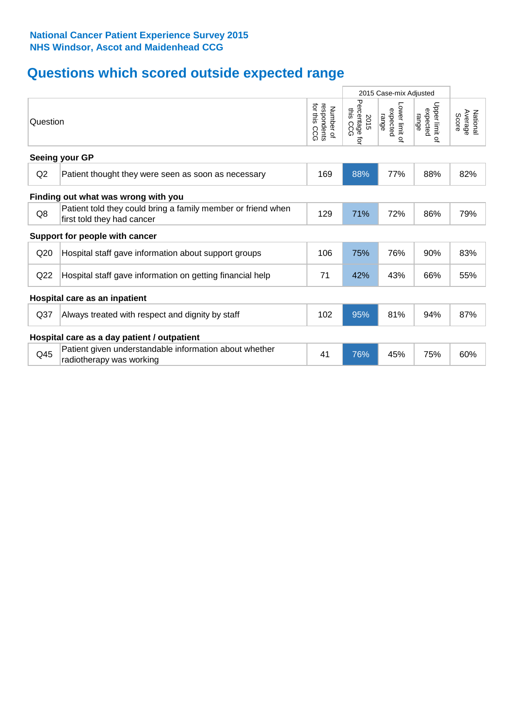**National Cancer Patient Experience Survey 2015**
**NHS Windsor, Ascot and Maidenhead CCG**

# Questions which scored outside expected range

| | Question | Number of respondents for this CCG | 2015 Case-mix Adjusted | | | National Average Score |
|---|---|---|---|---|---|---|
| | | | 2015 Percentage for this CCG | Lower limit of expected range | Upper limit of expected range | |
| **Seeing your GP** | | | | | | |
| Q2 | Patient thought they were seen as soon as necessary | 169 | 88% | 77% | 88% | 82% |
| **Finding out what was wrong with you** | | | | | | |
| Q8 | Patient told they could bring a family member or friend when first told they had cancer | 129 | 71% | 72% | 86% | 79% |
| **Support for people with cancer** | | | | | | |
| Q20 | Hospital staff gave information about support groups | 106 | 75% | 76% | 90% | 83% |
| Q22 | Hospital staff gave information on getting financial help | 71 | 42% | 43% | 66% | 55% |
| **Hospital care as an inpatient** | | | | | | |
| Q37 | Always treated with respect and dignity by staff | 102 | 95% | 81% | 94% | 87% |
| **Hospital care as a day patient / outpatient** | | | | | | |
| Q45 | Patient given understandable information about whether radiotherapy was working | 41 | 76% | 45% | 75% | 60% |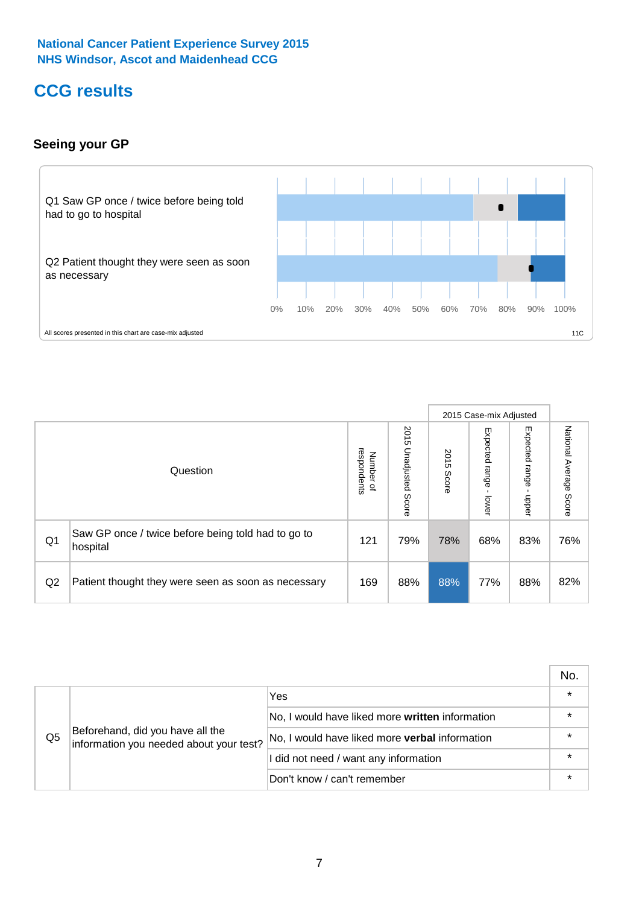National Cancer Patient Experience Survey 2015
NHS Windsor, Ascot and Maidenhead CCG

# CCG results

## Seeing your GP

Q1 Saw GP once / twice before being told had to go to hospital

Q2 Patient thought they were seen as soon as necessary

0% 10% 20% 30% 40% 50% 60% 70% 80% 90% 100%

All scores presented in this chart are case-mix adjusted

11C

| | Question | Number of respondents | 2015 Unadjusted Score | 2015 Case-mix Adjusted: 2015 Score | 2015 Case-mix Adjusted: Expected range - lower | 2015 Case-mix Adjusted: Expected range - upper | National Average Score |
|---|---|---|---|---|---|---|---|
| Q1 | Saw GP once / twice before being told had to go to hospital | 121 | 79% | 78% | 68% | 83% | 76% |
| Q2 | Patient thought they were seen as soon as necessary | 169 | 88% | 88% | 77% | 88% | 82% |

| | | | No. |
|---|---|---|---|
| Q5 | Beforehand, did you have all the information you needed about your test? | Yes | * |
| | | No, I would have liked more **written** information | * |
| | | No, I would have liked more **verbal** information | * |
| | | I did not need / want any information | * |
| | | Don't know / can't remember | * |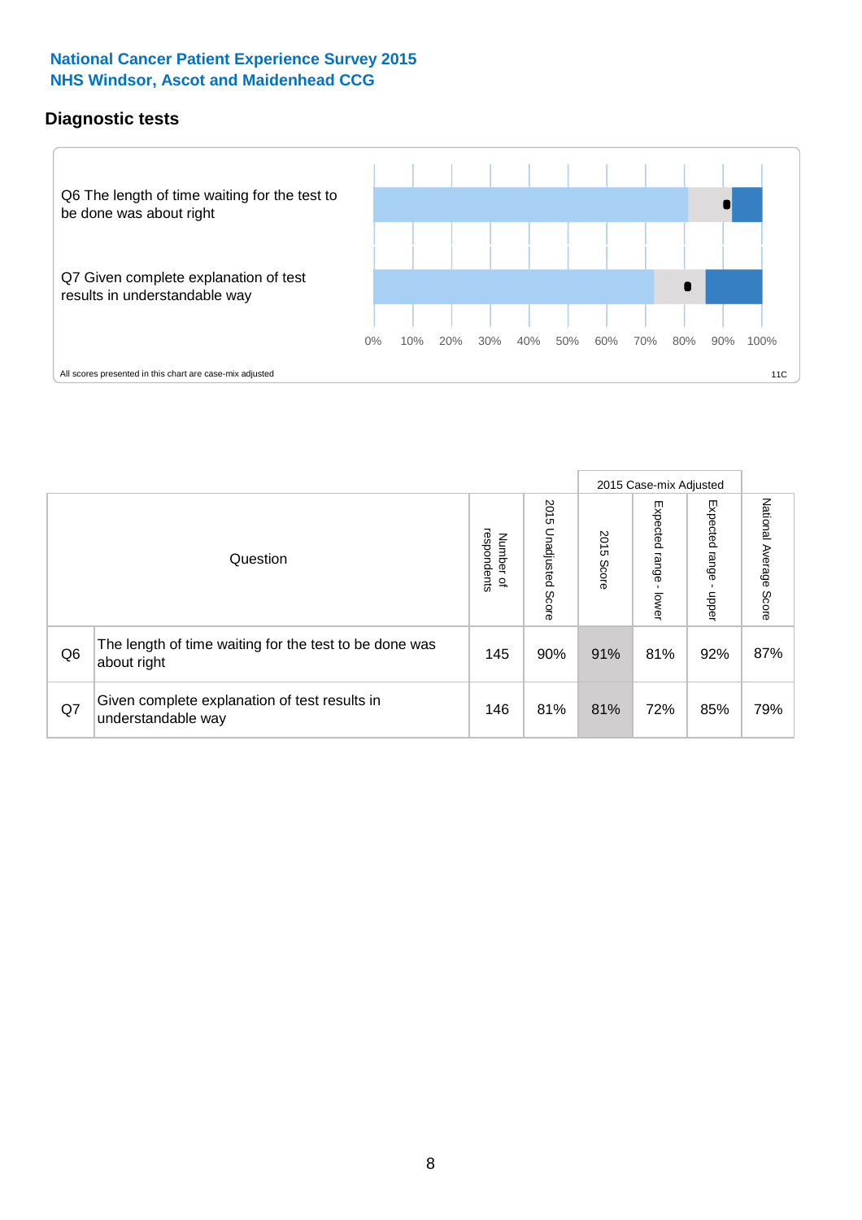**National Cancer Patient Experience Survey 2015**
**NHS Windsor, Ascot and Maidenhead CCG**

## Diagnostic tests

Q6 The length of time waiting for the test to be done was about right

Q7 Given complete explanation of test results in understandable way

0% 10% 20% 30% 40% 50% 60% 70% 80% 90% 100%

All scores presented in this chart are case-mix adjusted

11C

| | Question | Number of respondents | 2015 Unadjusted Score | 2015 Case-mix Adjusted 2015 Score | 2015 Case-mix Adjusted Expected range - lower | 2015 Case-mix Adjusted Expected range - upper | National Average Score |
|---|---|---|---|---|---|---|---|
| Q6 | The length of time waiting for the test to be done was about right | 145 | 90% | 91% | 81% | 92% | 87% |
| Q7 | Given complete explanation of test results in understandable way | 146 | 81% | 81% | 72% | 85% | 79% |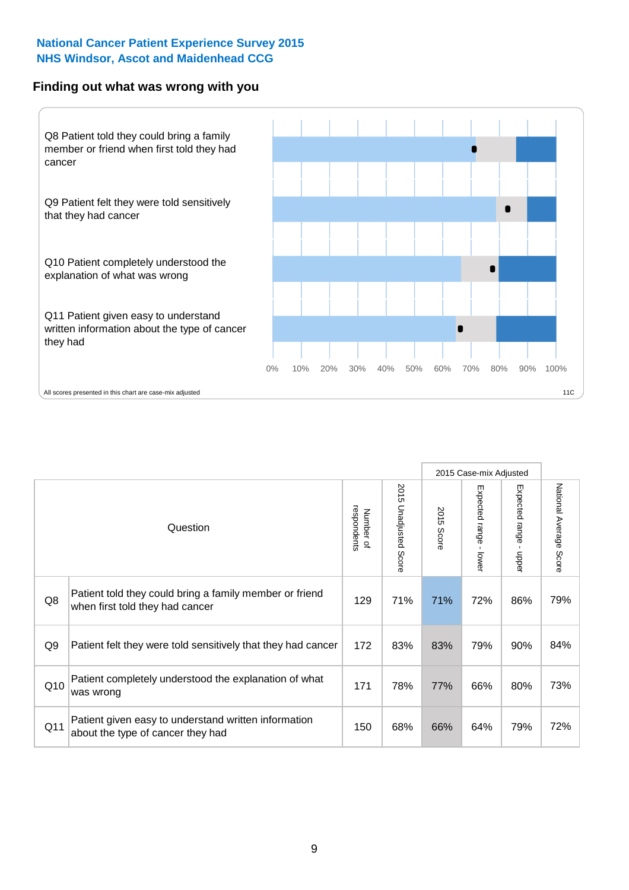National Cancer Patient Experience Survey 2015
NHS Windsor, Ascot and Maidenhead CCG

## Finding out what was wrong with you

Q8 Patient told they could bring a family member or friend when first told they had cancer

Q9 Patient felt they were told sensitively that they had cancer

Q10 Patient completely understood the explanation of what was wrong

Q11 Patient given easy to understand written information about the type of cancer they had

0% 10% 20% 30% 40% 50% 60% 70% 80% 90% 100%

All scores presented in this chart are case-mix adjusted

11C

| | Question | Number of respondents | 2015 Unadjusted Score | 2015 Case-mix Adjusted: 2015 Score | 2015 Case-mix Adjusted: Expected range - lower | 2015 Case-mix Adjusted: Expected range - upper | National Average Score |
|---|---|---|---|---|---|---|---|
| Q8 | Patient told they could bring a family member or friend when first told they had cancer | 129 | 71% | 71% | 72% | 86% | 79% |
| Q9 | Patient felt they were told sensitively that they had cancer | 172 | 83% | 83% | 79% | 90% | 84% |
| Q10 | Patient completely understood the explanation of what was wrong | 171 | 78% | 77% | 66% | 80% | 73% |
| Q11 | Patient given easy to understand written information about the type of cancer they had | 150 | 68% | 66% | 64% | 79% | 72% |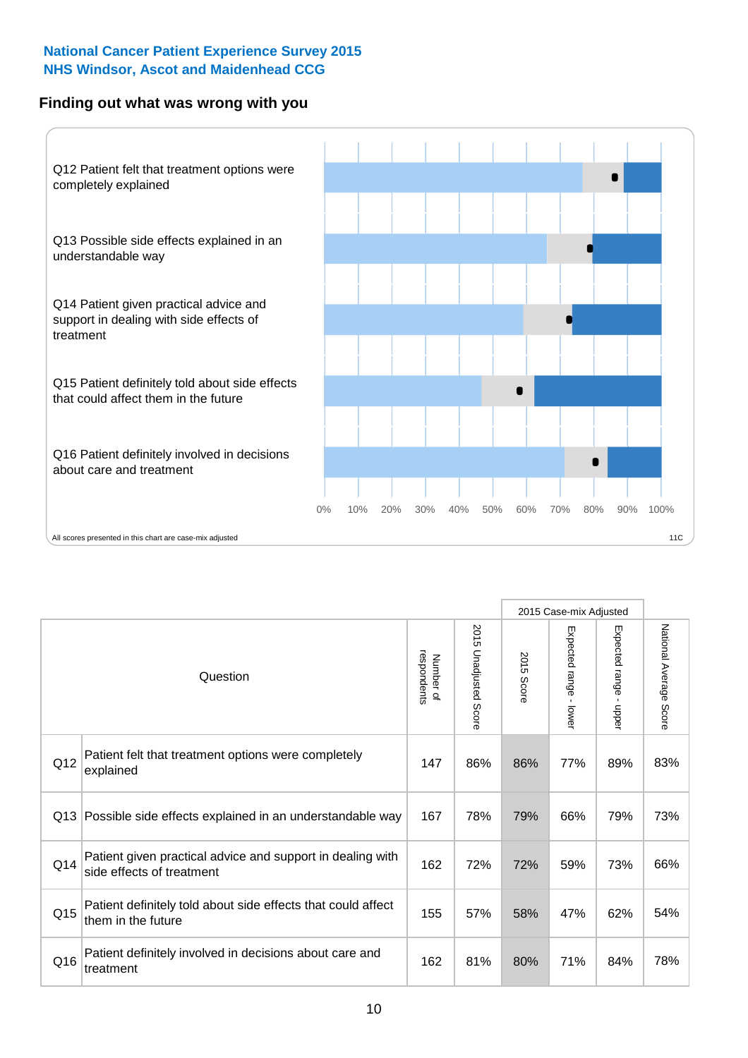National Cancer Patient Experience Survey 2015
NHS Windsor, Ascot and Maidenhead CCG

## Finding out what was wrong with you

Q12 Patient felt that treatment options were completely explained

Q13 Possible side effects explained in an understandable way

Q14 Patient given practical advice and support in dealing with side effects of treatment

Q15 Patient definitely told about side effects that could affect them in the future

Q16 Patient definitely involved in decisions about care and treatment

0% 10% 20% 30% 40% 50% 60% 70% 80% 90% 100%

All scores presented in this chart are case-mix adjusted

11C

| | Question | Number of respondents | 2015 Unadjusted Score | 2015 Case-mix Adjusted | | | National Average Score |
|---|---|---|---|---|---|---|---|
| | | | | 2015 Score | Expected range - lower | Expected range - upper | |
| Q12 | Patient felt that treatment options were completely explained | 147 | 86% | 86% | 77% | 89% | 83% |
| Q13 | Possible side effects explained in an understandable way | 167 | 78% | 79% | 66% | 79% | 73% |
| Q14 | Patient given practical advice and support in dealing with side effects of treatment | 162 | 72% | 72% | 59% | 73% | 66% |
| Q15 | Patient definitely told about side effects that could affect them in the future | 155 | 57% | 58% | 47% | 62% | 54% |
| Q16 | Patient definitely involved in decisions about care and treatment | 162 | 81% | 80% | 71% | 84% | 78% |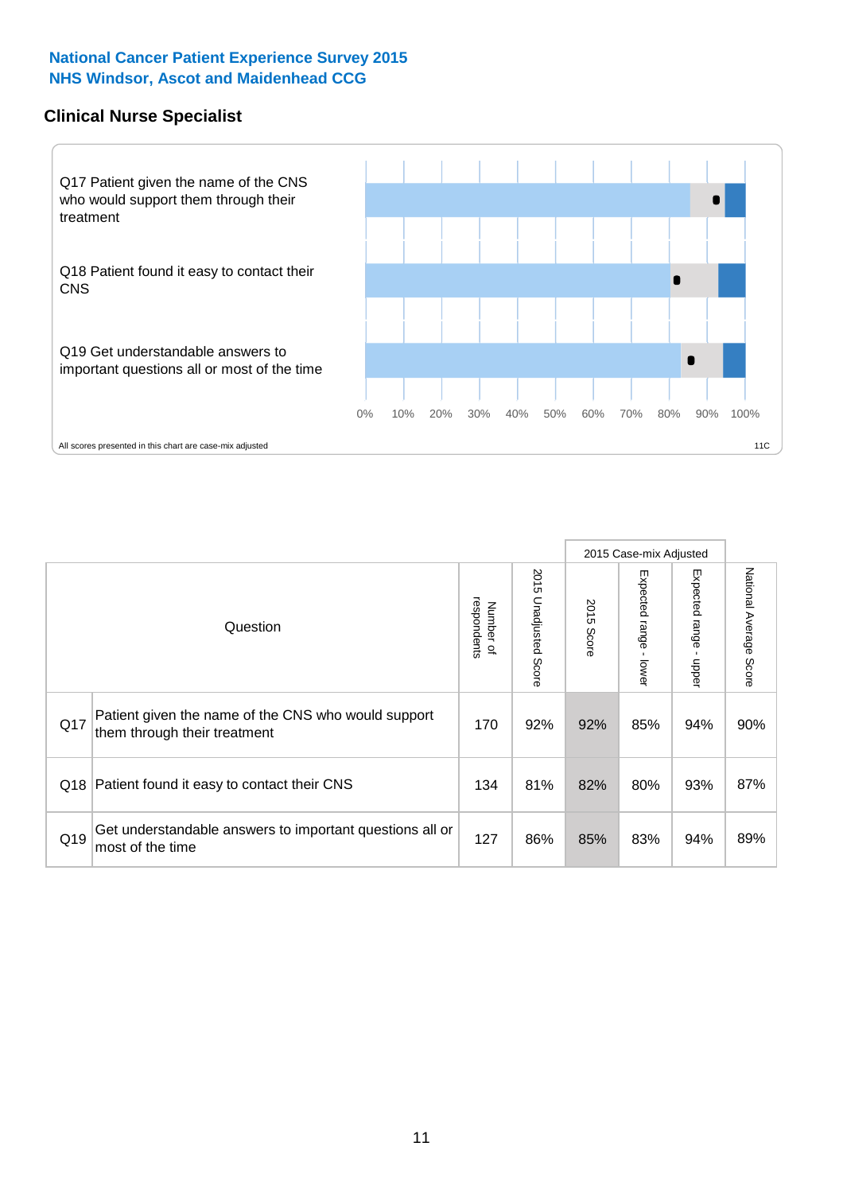National Cancer Patient Experience Survey 2015
NHS Windsor, Ascot and Maidenhead CCG

## Clinical Nurse Specialist

Q17 Patient given the name of the CNS who would support them through their treatment

Q18 Patient found it easy to contact their CNS

Q19 Get understandable answers to important questions all or most of the time

0% 10% 20% 30% 40% 50% 60% 70% 80% 90% 100%

All scores presented in this chart are case-mix adjusted

11C

| | Question | Number of respondents | 2015 Unadjusted Score | 2015 Case-mix Adjusted: 2015 Score | 2015 Case-mix Adjusted: Expected range - lower | 2015 Case-mix Adjusted: Expected range - upper | National Average Score |
|---|---|---|---|---|---|---|---|
| Q17 | Patient given the name of the CNS who would support them through their treatment | 170 | 92% | 92% | 85% | 94% | 90% |
| Q18 | Patient found it easy to contact their CNS | 134 | 81% | 82% | 80% | 93% | 87% |
| Q19 | Get understandable answers to important questions all or most of the time | 127 | 86% | 85% | 83% | 94% | 89% |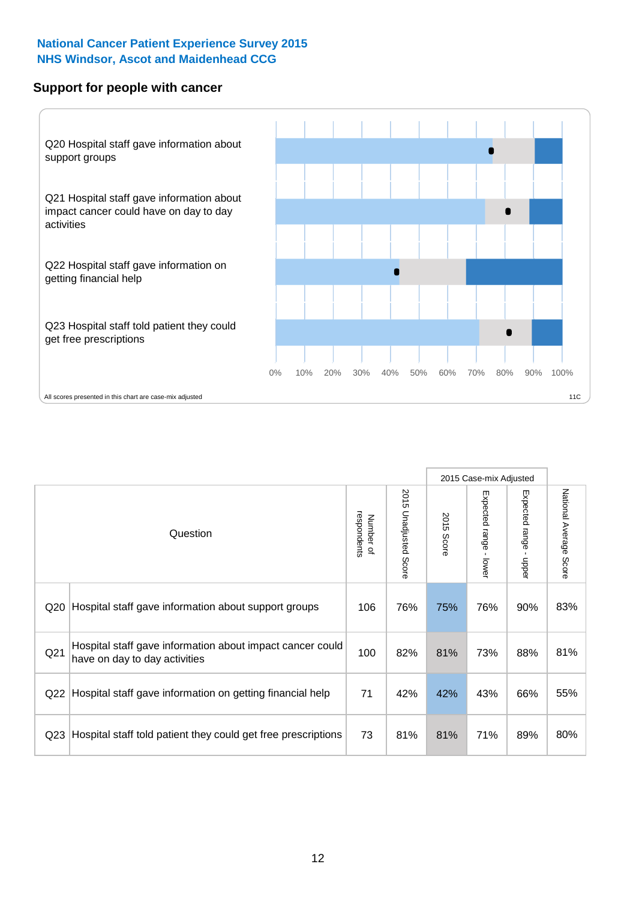National Cancer Patient Experience Survey 2015
NHS Windsor, Ascot and Maidenhead CCG

## Support for people with cancer

Q20 Hospital staff gave information about support groups

Q21 Hospital staff gave information about impact cancer could have on day to day activities

Q22 Hospital staff gave information on getting financial help

Q23 Hospital staff told patient they could get free prescriptions

0% 10% 20% 30% 40% 50% 60% 70% 80% 90% 100%

All scores presented in this chart are case-mix adjusted

11C

| Question | | Number of respondents | 2015 Unadjusted Score | 2015 Case-mix Adjusted | | | National Average Score |
|---|---|---|---|---|---|---|---|
| | | | | 2015 Score | Expected range - lower | Expected range - upper | |
| Q20 | Hospital staff gave information about support groups | 106 | 76% | 75% | 76% | 90% | 83% |
| Q21 | Hospital staff gave information about impact cancer could have on day to day activities | 100 | 82% | 81% | 73% | 88% | 81% |
| Q22 | Hospital staff gave information on getting financial help | 71 | 42% | 42% | 43% | 66% | 55% |
| Q23 | Hospital staff told patient they could get free prescriptions | 73 | 81% | 81% | 71% | 89% | 80% |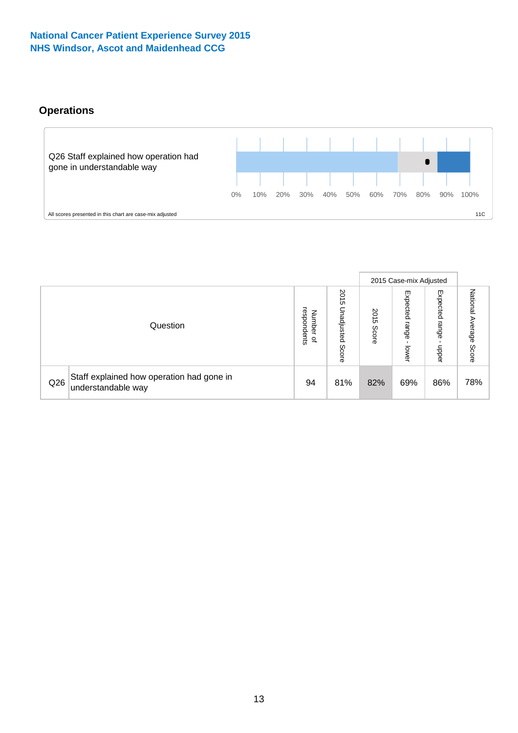# National Cancer Patient Experience Survey 2015
# NHS Windsor, Ascot and Maidenhead CCG

## Operations

Q26 Staff explained how operation had gone in understandable way

0% 10% 20% 30% 40% 50% 60% 70% 80% 90% 100%

All scores presented in this chart are case-mix adjusted

11C

| Question | | Number of respondents | 2015 Unadjusted Score | 2015 Case-mix Adjusted: 2015 Score | 2015 Case-mix Adjusted: Expected range - lower | 2015 Case-mix Adjusted: Expected range - upper | National Average Score |
|---|---|---|---|---|---|---|---|
| Q26 | Staff explained how operation had gone in understandable way | 94 | 81% | 82% | 69% | 86% | 78% |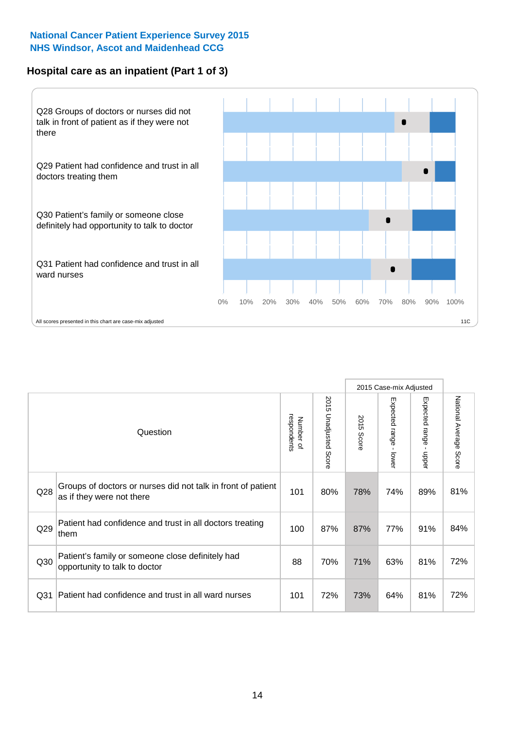# National Cancer Patient Experience Survey 2015
# NHS Windsor, Ascot and Maidenhead CCG

## Hospital care as an inpatient (Part 1 of 3)

Q28 Groups of doctors or nurses did not talk in front of patient as if they were not there

Q29 Patient had confidence and trust in all doctors treating them

Q30 Patient's family or someone close definitely had opportunity to talk to doctor

Q31 Patient had confidence and trust in all ward nurses

0% 10% 20% 30% 40% 50% 60% 70% 80% 90% 100%

All scores presented in this chart are case-mix adjusted

11C

| | Question | Number of respondents | 2015 Unadjusted Score | 2015 Case-mix Adjusted: 2015 Score | 2015 Case-mix Adjusted: Expected range - lower | 2015 Case-mix Adjusted: Expected range - upper | National Average Score |
|---|---|---|---|---|---|---|---|
| Q28 | Groups of doctors or nurses did not talk in front of patient as if they were not there | 101 | 80% | 78% | 74% | 89% | 81% |
| Q29 | Patient had confidence and trust in all doctors treating them | 100 | 87% | 87% | 77% | 91% | 84% |
| Q30 | Patient's family or someone close definitely had opportunity to talk to doctor | 88 | 70% | 71% | 63% | 81% | 72% |
| Q31 | Patient had confidence and trust in all ward nurses | 101 | 72% | 73% | 64% | 81% | 72% |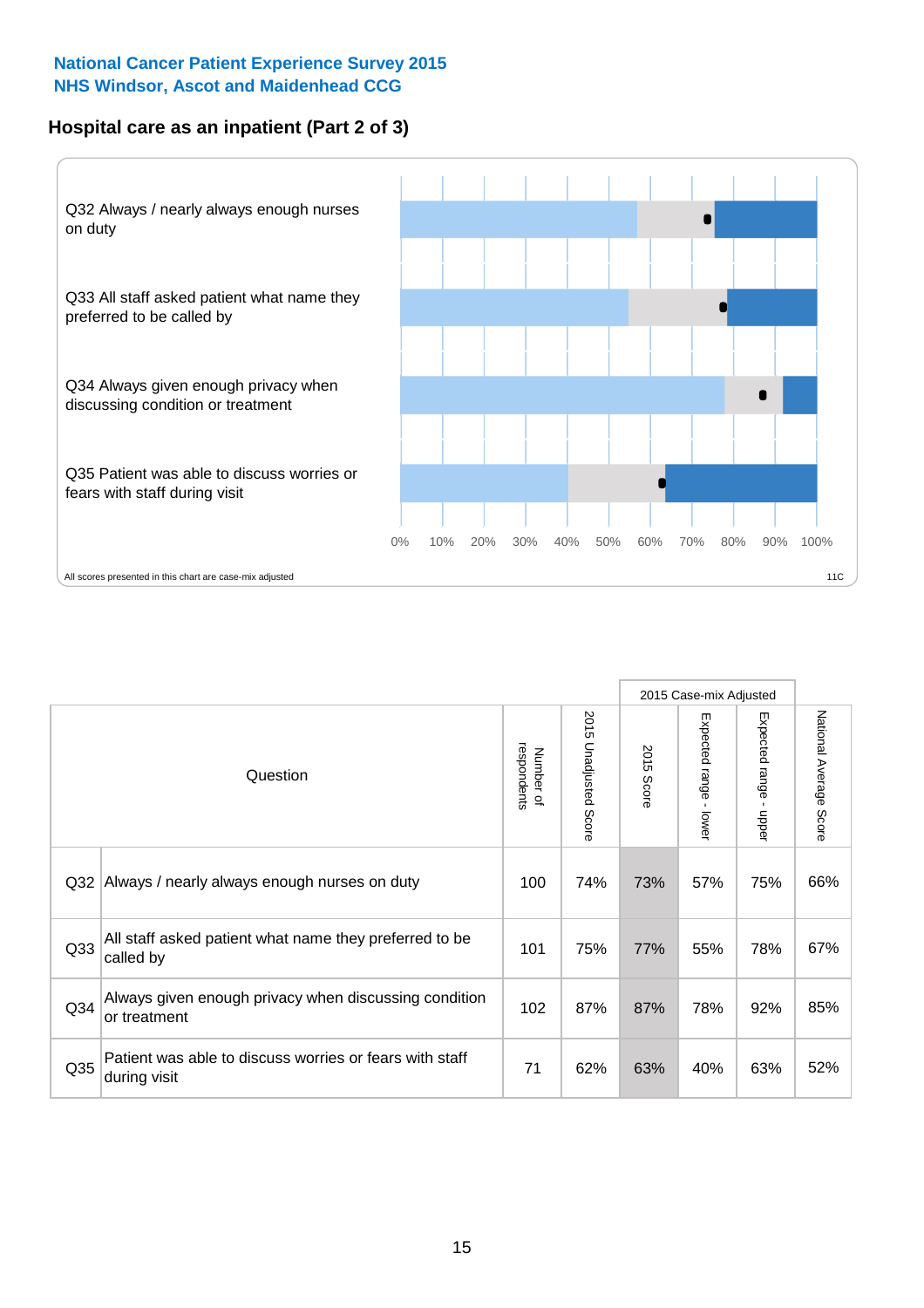National Cancer Patient Experience Survey 2015
NHS Windsor, Ascot and Maidenhead CCG

## Hospital care as an inpatient (Part 2 of 3)

Q32 Always / nearly always enough nurses on duty

Q33 All staff asked patient what name they preferred to be called by

Q34 Always given enough privacy when discussing condition or treatment

Q35 Patient was able to discuss worries or fears with staff during visit

0% 10% 20% 30% 40% 50% 60% 70% 80% 90% 100%

All scores presented in this chart are case-mix adjusted

11C

| Question | | Number of respondents | 2015 Unadjusted Score | 2015 Case-mix Adjusted | | | National Average Score |
|---|---|---|---|---|---|---|---|
| | | | | 2015 Score | Expected range - lower | Expected range - upper | |
| Q32 | Always / nearly always enough nurses on duty | 100 | 74% | 73% | 57% | 75% | 66% |
| Q33 | All staff asked patient what name they preferred to be called by | 101 | 75% | 77% | 55% | 78% | 67% |
| Q34 | Always given enough privacy when discussing condition or treatment | 102 | 87% | 87% | 78% | 92% | 85% |
| Q35 | Patient was able to discuss worries or fears with staff during visit | 71 | 62% | 63% | 40% | 63% | 52% |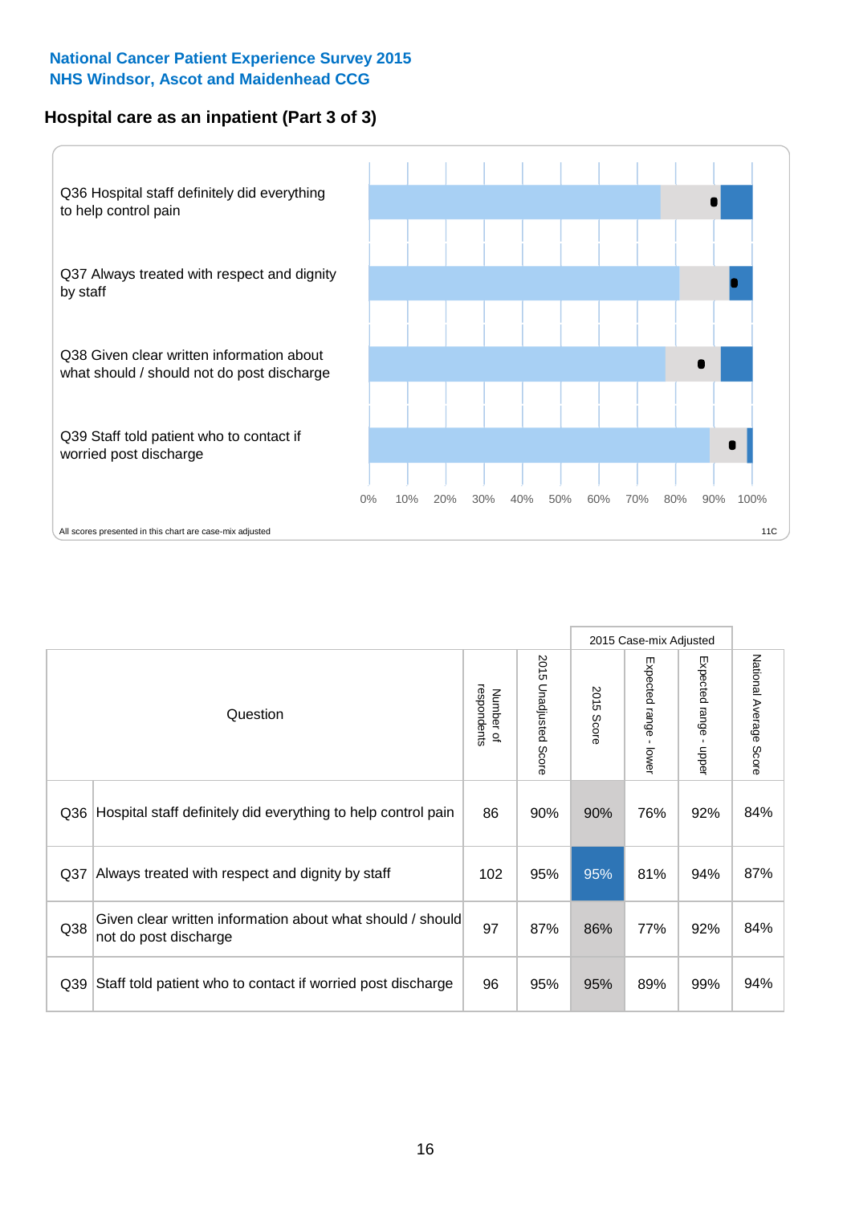**National Cancer Patient Experience Survey 2015**
**NHS Windsor, Ascot and Maidenhead CCG**

## Hospital care as an inpatient (Part 3 of 3)

Q36 Hospital staff definitely did everything to help control pain

Q37 Always treated with respect and dignity by staff

Q38 Given clear written information about what should / should not do post discharge

Q39 Staff told patient who to contact if worried post discharge

0% 10% 20% 30% 40% 50% 60% 70% 80% 90% 100%

All scores presented in this chart are case-mix adjusted

11C

| | Question | Number of respondents | 2015 Unadjusted Score | 2015 Case-mix Adjusted | | | National Average Score |
|---|---|---|---|---|---|---|---|
| | | | | 2015 Score | Expected range - lower | Expected range - upper | |
| Q36 | Hospital staff definitely did everything to help control pain | 86 | 90% | 90% | 76% | 92% | 84% |
| Q37 | Always treated with respect and dignity by staff | 102 | 95% | 95% | 81% | 94% | 87% |
| Q38 | Given clear written information about what should / should not do post discharge | 97 | 87% | 86% | 77% | 92% | 84% |
| Q39 | Staff told patient who to contact if worried post discharge | 96 | 95% | 95% | 89% | 99% | 94% |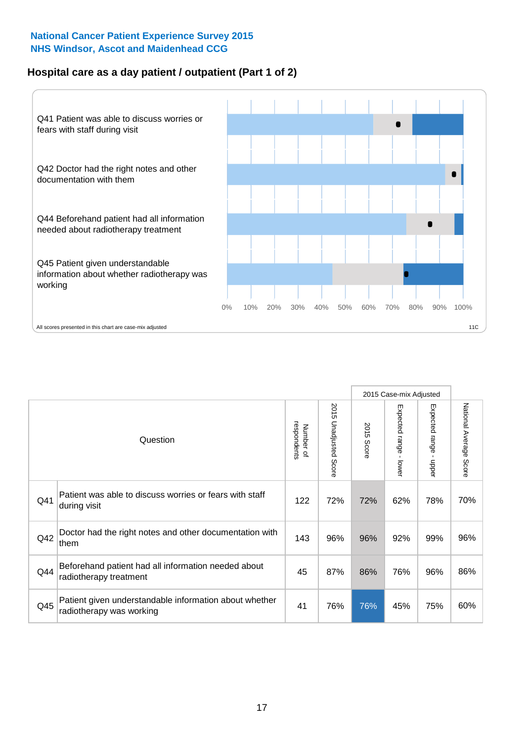**National Cancer Patient Experience Survey 2015**
**NHS Windsor, Ascot and Maidenhead CCG**

## Hospital care as a day patient / outpatient (Part 1 of 2)

Q41 Patient was able to discuss worries or fears with staff during visit

Q42 Doctor had the right notes and other documentation with them

Q44 Beforehand patient had all information needed about radiotherapy treatment

Q45 Patient given understandable information about whether radiotherapy was working

0% 10% 20% 30% 40% 50% 60% 70% 80% 90% 100%

All scores presented in this chart are case-mix adjusted

11C

| | Question | Number of respondents | 2015 Unadjusted Score | 2015 Case-mix Adjusted: 2015 Score | 2015 Case-mix Adjusted: Expected range - lower | 2015 Case-mix Adjusted: Expected range - upper | National Average Score |
|---|---|---|---|---|---|---|---|
| Q41 | Patient was able to discuss worries or fears with staff during visit | 122 | 72% | 72% | 62% | 78% | 70% |
| Q42 | Doctor had the right notes and other documentation with them | 143 | 96% | 96% | 92% | 99% | 96% |
| Q44 | Beforehand patient had all information needed about radiotherapy treatment | 45 | 87% | 86% | 76% | 96% | 86% |
| Q45 | Patient given understandable information about whether radiotherapy was working | 41 | 76% | 76% | 45% | 75% | 60% |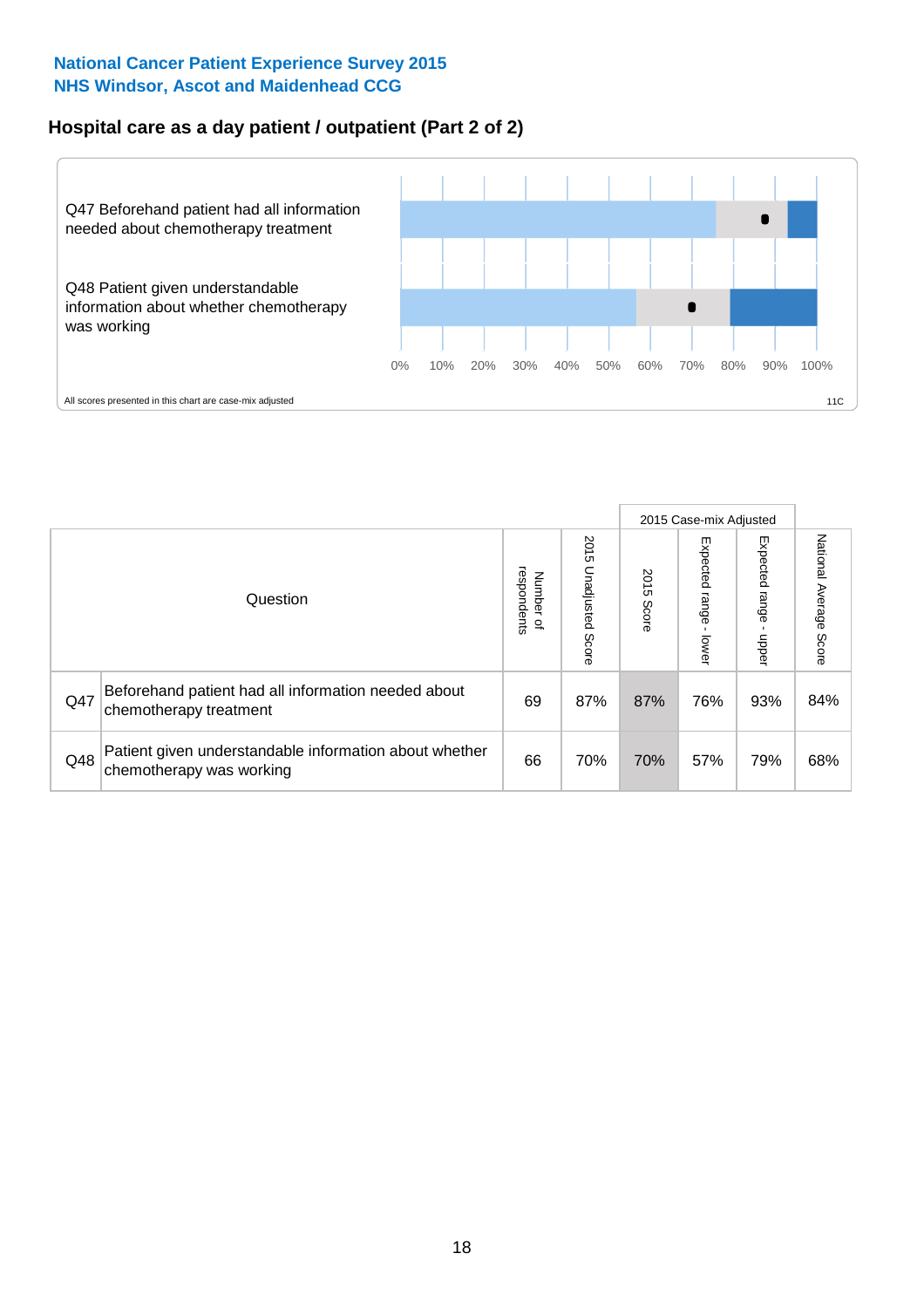**National Cancer Patient Experience Survey 2015**
**NHS Windsor, Ascot and Maidenhead CCG**

## Hospital care as a day patient / outpatient (Part 2 of 2)

Q47 Beforehand patient had all information needed about chemotherapy treatment

Q48 Patient given understandable information about whether chemotherapy was working

0% 10% 20% 30% 40% 50% 60% 70% 80% 90% 100%

All scores presented in this chart are case-mix adjusted

11C

| Question | | Number of respondents | 2015 Unadjusted Score | 2015 Case-mix Adjusted: 2015 Score | 2015 Case-mix Adjusted: Expected range - lower | 2015 Case-mix Adjusted: Expected range - upper | National Average Score |
|---|---|---|---|---|---|---|---|
| Q47 | Beforehand patient had all information needed about chemotherapy treatment | 69 | 87% | 87% | 76% | 93% | 84% |
| Q48 | Patient given understandable information about whether chemotherapy was working | 66 | 70% | 70% | 57% | 79% | 68% |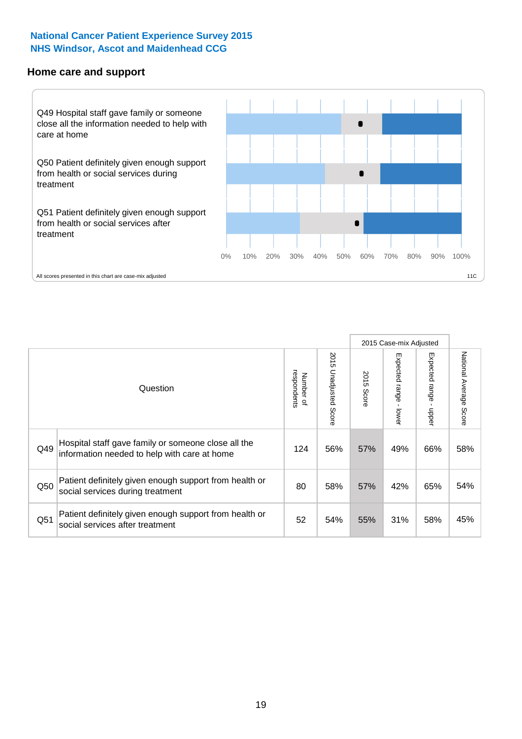**National Cancer Patient Experience Survey 2015**
**NHS Windsor, Ascot and Maidenhead CCG**

## Home care and support

Q49 Hospital staff gave family or someone close all the information needed to help with care at home

Q50 Patient definitely given enough support from health or social services during treatment

Q51 Patient definitely given enough support from health or social services after treatment

0% 10% 20% 30% 40% 50% 60% 70% 80% 90% 100%

All scores presented in this chart are case-mix adjusted

11C

| | Question | Number of respondents | 2015 Unadjusted Score | 2015 Case-mix Adjusted: 2015 Score | 2015 Case-mix Adjusted: Expected range - lower | 2015 Case-mix Adjusted: Expected range - upper | National Average Score |
|---|---|---|---|---|---|---|---|
| Q49 | Hospital staff gave family or someone close all the information needed to help with care at home | 124 | 56% | 57% | 49% | 66% | 58% |
| Q50 | Patient definitely given enough support from health or social services during treatment | 80 | 58% | 57% | 42% | 65% | 54% |
| Q51 | Patient definitely given enough support from health or social services after treatment | 52 | 54% | 55% | 31% | 58% | 45% |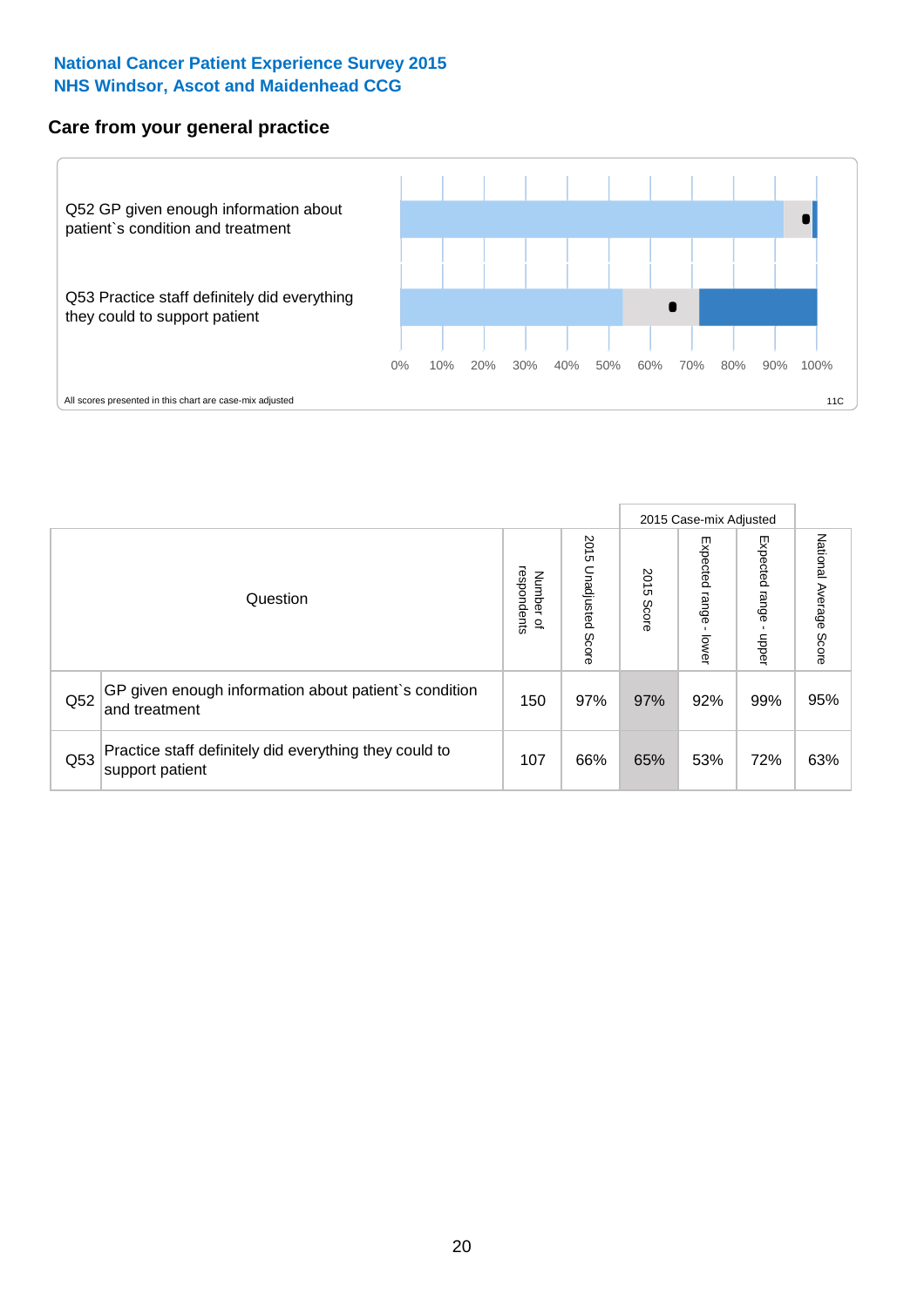**National Cancer Patient Experience Survey 2015**
**NHS Windsor, Ascot and Maidenhead CCG**

## Care from your general practice

Q52 GP given enough information about patient`s condition and treatment

Q53 Practice staff definitely did everything they could to support patient

0% 10% 20% 30% 40% 50% 60% 70% 80% 90% 100%

All scores presented in this chart are case-mix adjusted

11C

| | Question | Number of respondents | 2015 Unadjusted Score | 2015 Case-mix Adjusted 2015 Score | 2015 Case-mix Adjusted Expected range - lower | 2015 Case-mix Adjusted Expected range - upper | National Average Score |
|---|---|---|---|---|---|---|---|
| Q52 | GP given enough information about patient`s condition and treatment | 150 | 97% | 97% | 92% | 99% | 95% |
| Q53 | Practice staff definitely did everything they could to support patient | 107 | 66% | 65% | 53% | 72% | 63% |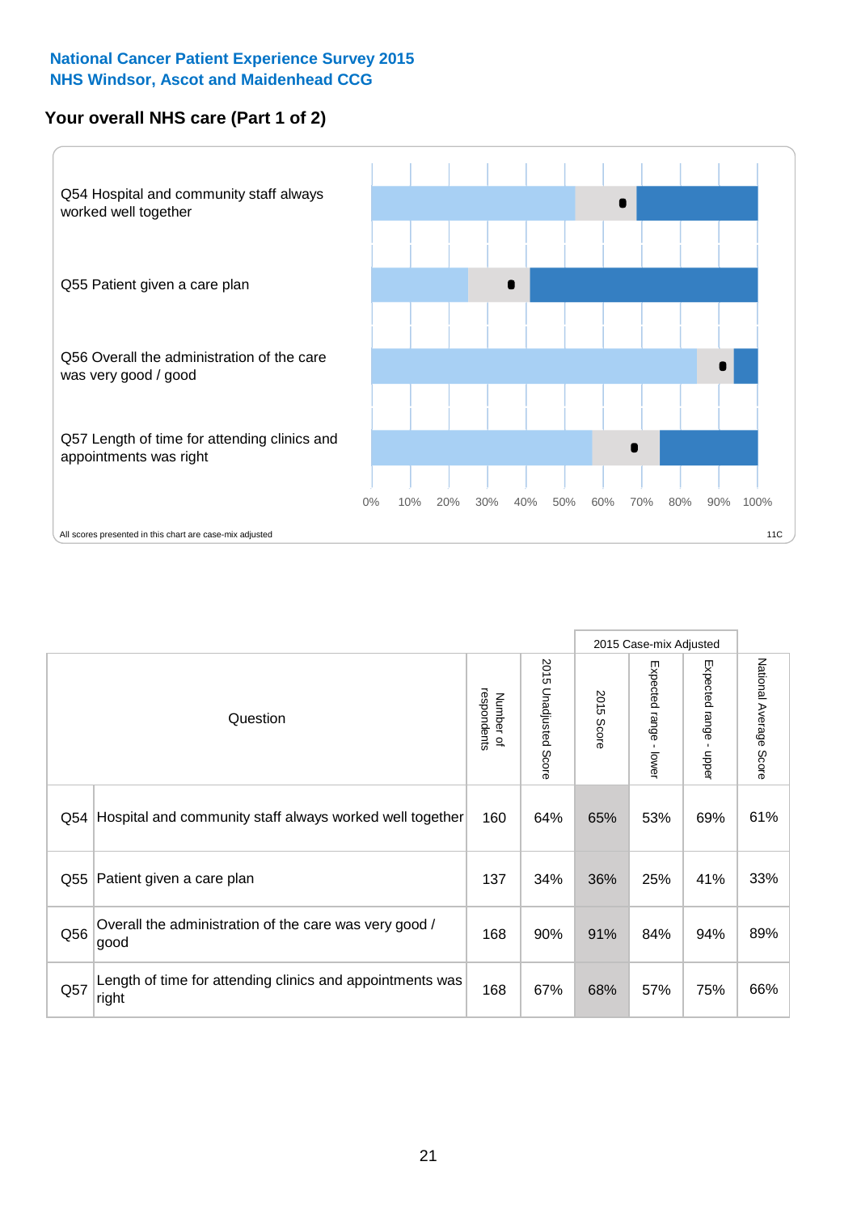National Cancer Patient Experience Survey 2015
NHS Windsor, Ascot and Maidenhead CCG

## Your overall NHS care (Part 1 of 2)

Q54 Hospital and community staff always worked well together

Q55 Patient given a care plan

Q56 Overall the administration of the care was very good / good

Q57 Length of time for attending clinics and appointments was right

0% 10% 20% 30% 40% 50% 60% 70% 80% 90% 100%

All scores presented in this chart are case-mix adjusted

11C

| Question | | Number of respondents | 2015 Unadjusted Score | 2015 Case-mix Adjusted | | | National Average Score |
|---|---|---|---|---|---|---|---|
| | | | | 2015 Score | Expected range - lower | Expected range - upper | |
| Q54 | Hospital and community staff always worked well together | 160 | 64% | 65% | 53% | 69% | 61% |
| Q55 | Patient given a care plan | 137 | 34% | 36% | 25% | 41% | 33% |
| Q56 | Overall the administration of the care was very good / good | 168 | 90% | 91% | 84% | 94% | 89% |
| Q57 | Length of time for attending clinics and appointments was right | 168 | 67% | 68% | 57% | 75% | 66% |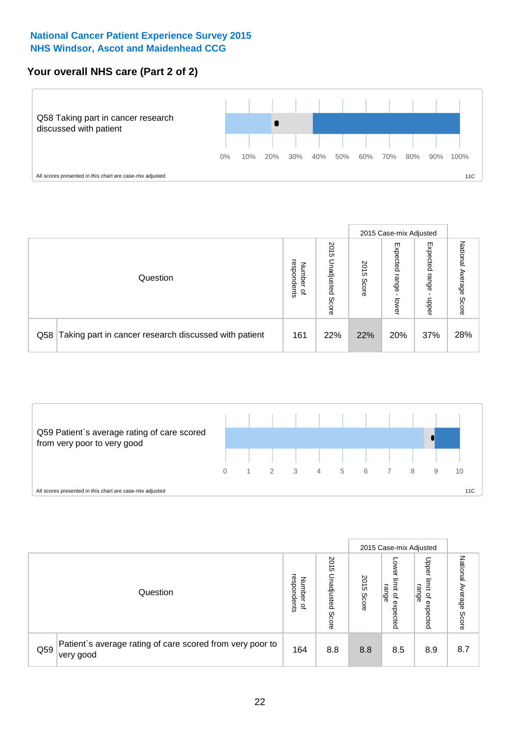**National Cancer Patient Experience Survey 2015**
**NHS Windsor, Ascot and Maidenhead CCG**

## Your overall NHS care (Part 2 of 2)

Q58 Taking part in cancer research discussed with patient

0% 10% 20% 30% 40% 50% 60% 70% 80% 90% 100%

All scores presented in this chart are case-mix adjusted

11C

| Question | | Number of respondents | 2015 Unadjusted Score | 2015 Case-mix Adjusted: 2015 Score | 2015 Case-mix Adjusted: Expected range - lower | 2015 Case-mix Adjusted: Expected range - upper | National Average Score |
|---|---|---|---|---|---|---|---|
| Q58 | Taking part in cancer research discussed with patient | 161 | 22% | 22% | 20% | 37% | 28% |

Q59 Patient`s average rating of care scored from very poor to very good

0 1 2 3 4 5 6 7 8 9 10

All scores presented in this chart are case-mix adjusted

11C

| Question | | Number of respondents | 2015 Unadjusted Score | 2015 Case-mix Adjusted: 2015 Score | 2015 Case-mix Adjusted: Lower limit of expected range | 2015 Case-mix Adjusted: Upper limit of expected range | National Average Score |
|---|---|---|---|---|---|---|---|
| Q59 | Patient`s average rating of care scored from very poor to very good | 164 | 8.8 | 8.8 | 8.5 | 8.9 | 8.7 |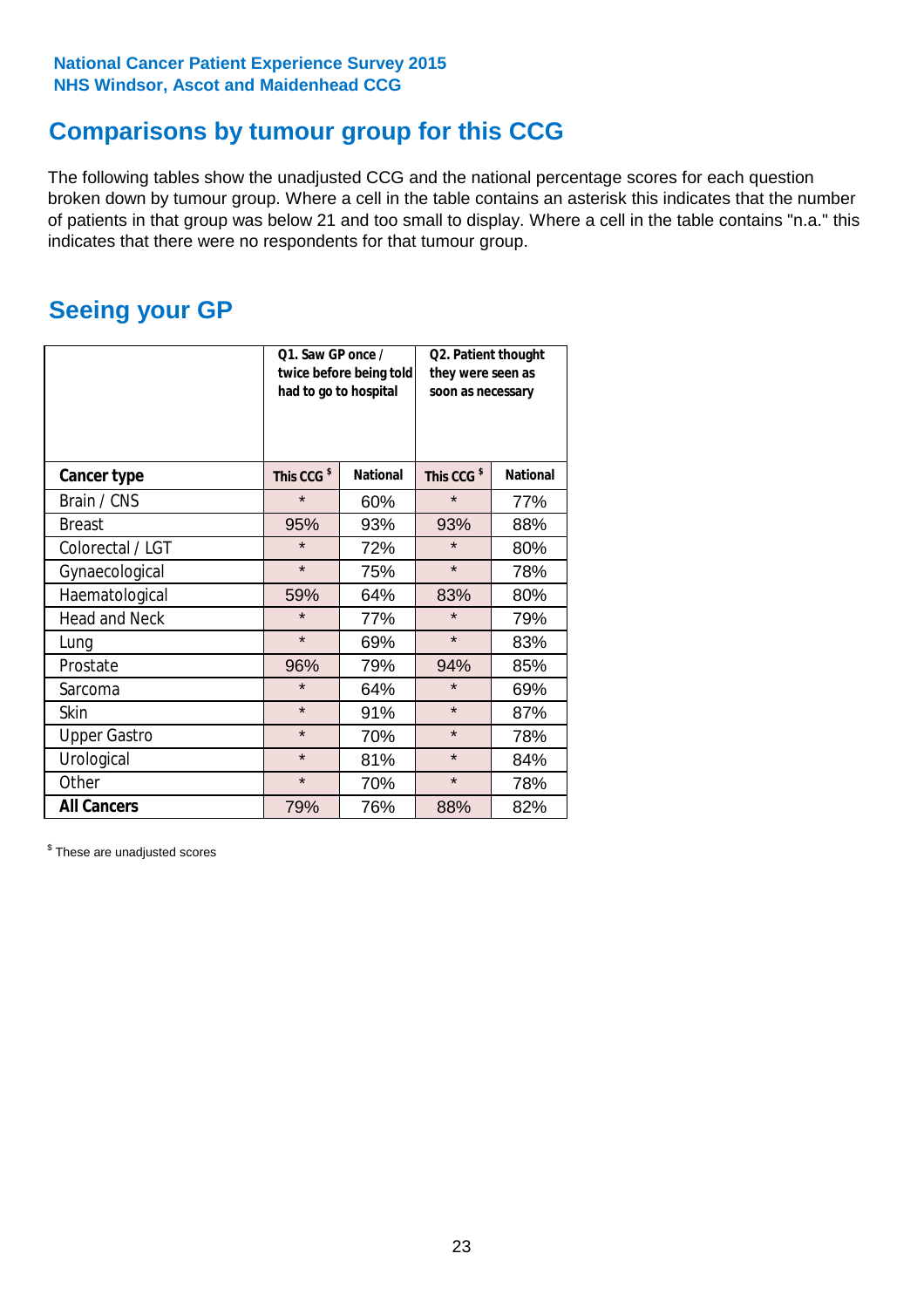National Cancer Patient Experience Survey 2015
NHS Windsor, Ascot and Maidenhead CCG

## Comparisons by tumour group for this CCG

The following tables show the unadjusted CCG and the national percentage scores for each question broken down by tumour group. Where a cell in the table contains an asterisk this indicates that the number of patients in that group was below 21 and too small to display. Where a cell in the table contains "n.a." this indicates that there were no respondents for that tumour group.

## Seeing your GP

| | Q1. Saw GP once / twice before being told had to go to hospital | | Q2. Patient thought they were seen as soon as necessary | |
|---|---|---|---|---|
| **Cancer type** | This CCG $ | National | This CCG $ | National |
| Brain / CNS | * | 60% | * | 77% |
| Breast | 95% | 93% | 93% | 88% |
| Colorectal / LGT | * | 72% | * | 80% |
| Gynaecological | * | 75% | * | 78% |
| Haematological | 59% | 64% | 83% | 80% |
| Head and Neck | * | 77% | * | 79% |
| Lung | * | 69% | * | 83% |
| Prostate | 96% | 79% | 94% | 85% |
| Sarcoma | * | 64% | * | 69% |
| Skin | * | 91% | * | 87% |
| Upper Gastro | * | 70% | * | 78% |
| Urological | * | 81% | * | 84% |
| Other | * | 70% | * | 78% |
| **All Cancers** | 79% | 76% | 88% | 82% |

$ These are unadjusted scores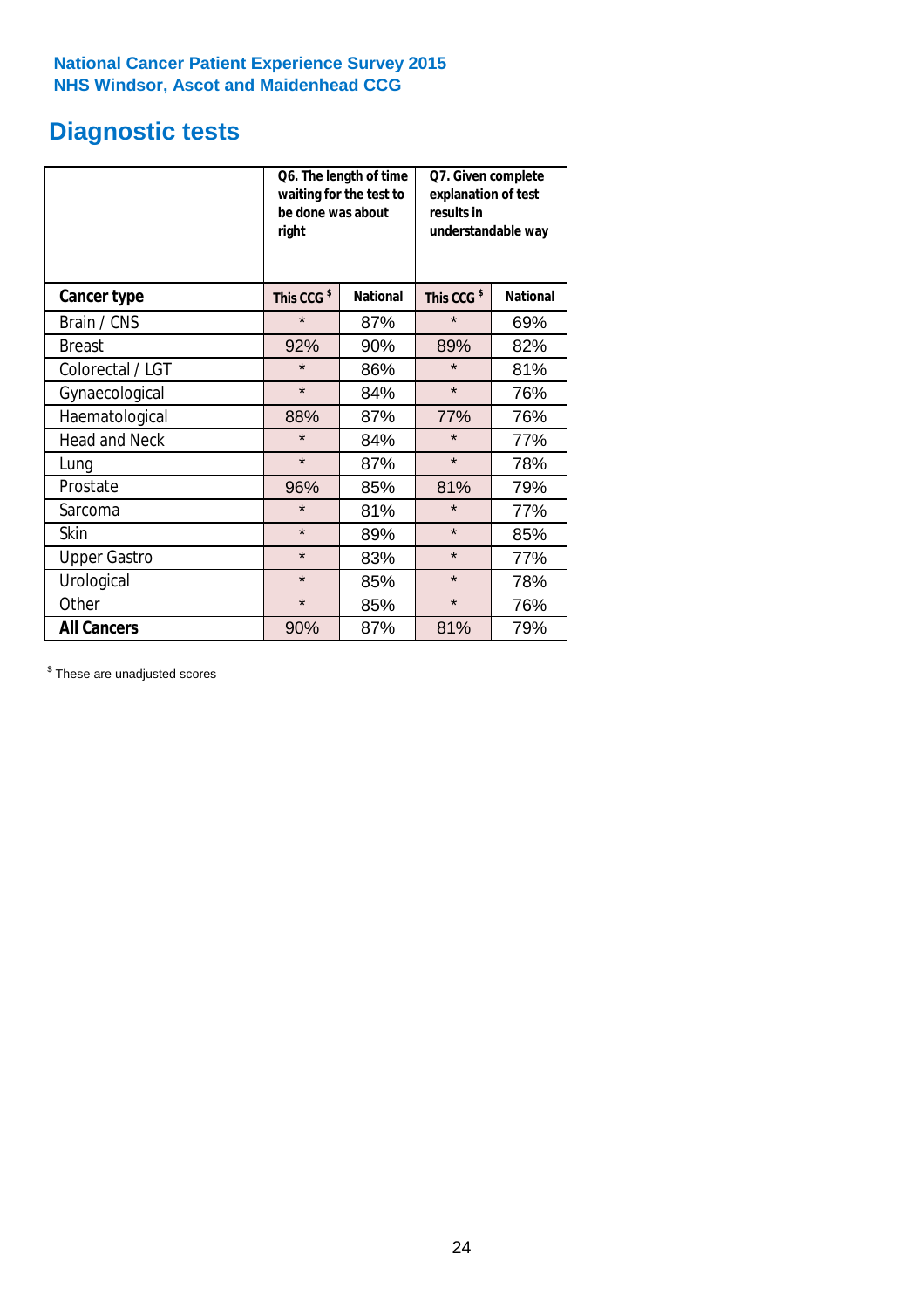**National Cancer Patient Experience Survey 2015**
**NHS Windsor, Ascot and Maidenhead CCG**

# Diagnostic tests

| | Q6. The length of time waiting for the test to be done was about right | | Q7. Given complete explanation of test results in understandable way | |
|---|---|---|---|---|
| **Cancer type** | **This CCG $** | **National** | **This CCG $** | **National** |
| Brain / CNS | * | 87% | * | 69% |
| Breast | 92% | 90% | 89% | 82% |
| Colorectal / LGT | * | 86% | * | 81% |
| Gynaecological | * | 84% | * | 76% |
| Haematological | 88% | 87% | 77% | 76% |
| Head and Neck | * | 84% | * | 77% |
| Lung | * | 87% | * | 78% |
| Prostate | 96% | 85% | 81% | 79% |
| Sarcoma | * | 81% | * | 77% |
| Skin | * | 89% | * | 85% |
| Upper Gastro | * | 83% | * | 77% |
| Urological | * | 85% | * | 78% |
| Other | * | 85% | * | 76% |
| **All Cancers** | 90% | 87% | 81% | 79% |

$ These are unadjusted scores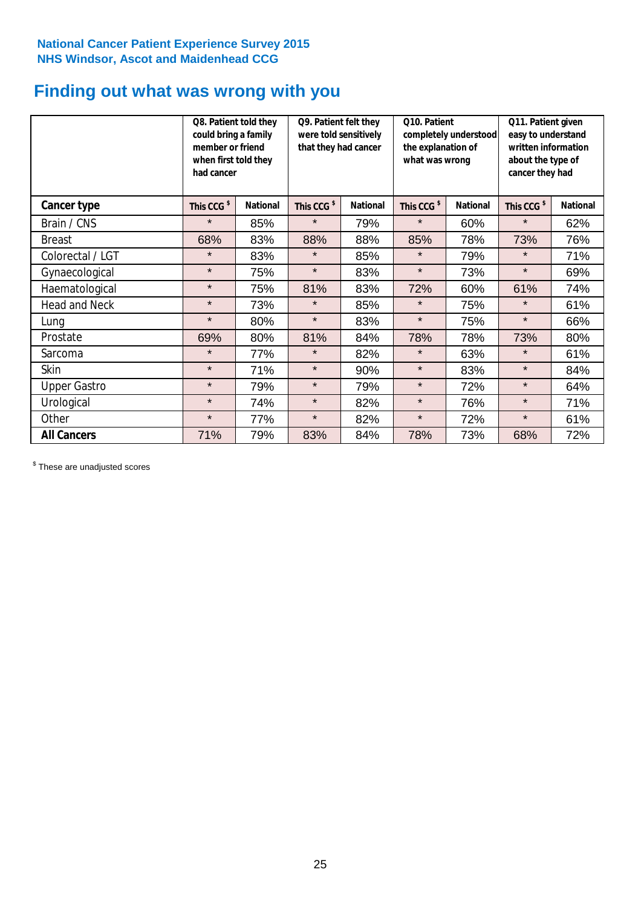National Cancer Patient Experience Survey 2015
NHS Windsor, Ascot and Maidenhead CCG

# Finding out what was wrong with you

| | Q8. Patient told they could bring a family member or friend when first told they had cancer | | Q9. Patient felt they were told sensitively that they had cancer | | Q10. Patient completely understood the explanation of what was wrong | | Q11. Patient given easy to understand written information about the type of cancer they had | |
|---|---|---|---|---|---|---|---|---|
| **Cancer type** | This CCG $ | National | This CCG $ | National | This CCG $ | National | This CCG $ | National |
| Brain / CNS | * | 85% | * | 79% | * | 60% | * | 62% |
| Breast | 68% | 83% | 88% | 88% | 85% | 78% | 73% | 76% |
| Colorectal / LGT | * | 83% | * | 85% | * | 79% | * | 71% |
| Gynaecological | * | 75% | * | 83% | * | 73% | * | 69% |
| Haematological | * | 75% | 81% | 83% | 72% | 60% | 61% | 74% |
| Head and Neck | * | 73% | * | 85% | * | 75% | * | 61% |
| Lung | * | 80% | * | 83% | * | 75% | * | 66% |
| Prostate | 69% | 80% | 81% | 84% | 78% | 78% | 73% | 80% |
| Sarcoma | * | 77% | * | 82% | * | 63% | * | 61% |
| Skin | * | 71% | * | 90% | * | 83% | * | 84% |
| Upper Gastro | * | 79% | * | 79% | * | 72% | * | 64% |
| Urological | * | 74% | * | 82% | * | 76% | * | 71% |
| Other | * | 77% | * | 82% | * | 72% | * | 61% |
| **All Cancers** | 71% | 79% | 83% | 84% | 78% | 73% | 68% | 72% |

$ These are unadjusted scores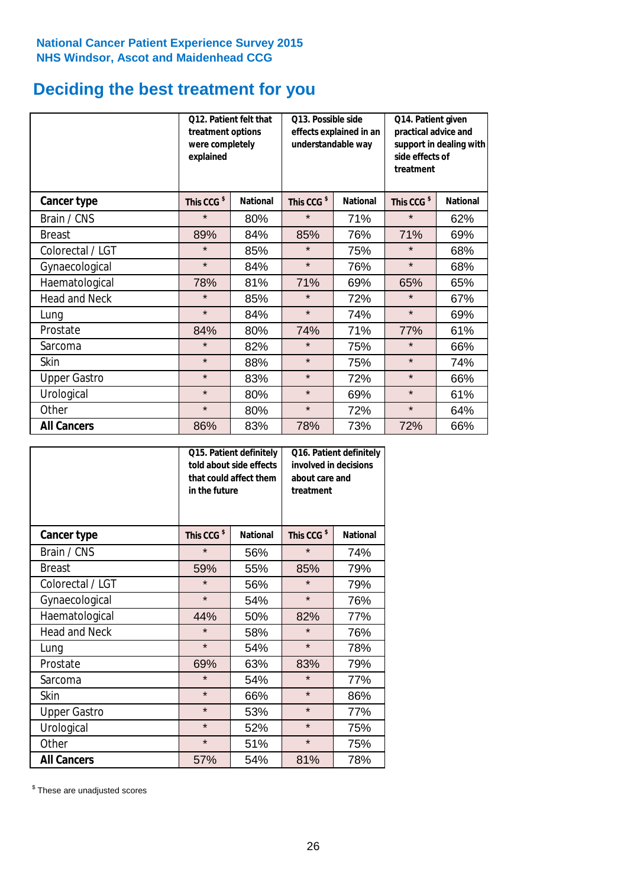National Cancer Patient Experience Survey 2015
NHS Windsor, Ascot and Maidenhead CCG

# Deciding the best treatment for you

| | Q12. Patient felt that treatment options were completely explained | | Q13. Possible side effects explained in an understandable way | | Q14. Patient given practical advice and support in dealing with side effects of treatment | |
|---|---|---|---|---|---|---|
| **Cancer type** | **This CCG $** | **National** | **This CCG $** | **National** | **This CCG $** | **National** |
| Brain / CNS | * | 80% | * | 71% | * | 62% |
| Breast | 89% | 84% | 85% | 76% | 71% | 69% |
| Colorectal / LGT | * | 85% | * | 75% | * | 68% |
| Gynaecological | * | 84% | * | 76% | * | 68% |
| Haematological | 78% | 81% | 71% | 69% | 65% | 65% |
| Head and Neck | * | 85% | * | 72% | * | 67% |
| Lung | * | 84% | * | 74% | * | 69% |
| Prostate | 84% | 80% | 74% | 71% | 77% | 61% |
| Sarcoma | * | 82% | * | 75% | * | 66% |
| Skin | * | 88% | * | 75% | * | 74% |
| Upper Gastro | * | 83% | * | 72% | * | 66% |
| Urological | * | 80% | * | 69% | * | 61% |
| Other | * | 80% | * | 72% | * | 64% |
| **All Cancers** | 86% | 83% | 78% | 73% | 72% | 66% |

| | Q15. Patient definitely told about side effects that could affect them in the future | | Q16. Patient definitely involved in decisions about care and treatment | |
|---|---|---|---|---|
| **Cancer type** | **This CCG $** | **National** | **This CCG $** | **National** |
| Brain / CNS | * | 56% | * | 74% |
| Breast | 59% | 55% | 85% | 79% |
| Colorectal / LGT | * | 56% | * | 79% |
| Gynaecological | * | 54% | * | 76% |
| Haematological | 44% | 50% | 82% | 77% |
| Head and Neck | * | 58% | * | 76% |
| Lung | * | 54% | * | 78% |
| Prostate | 69% | 63% | 83% | 79% |
| Sarcoma | * | 54% | * | 77% |
| Skin | * | 66% | * | 86% |
| Upper Gastro | * | 53% | * | 77% |
| Urological | * | 52% | * | 75% |
| Other | * | 51% | * | 75% |
| **All Cancers** | 57% | 54% | 81% | 78% |

$ These are unadjusted scores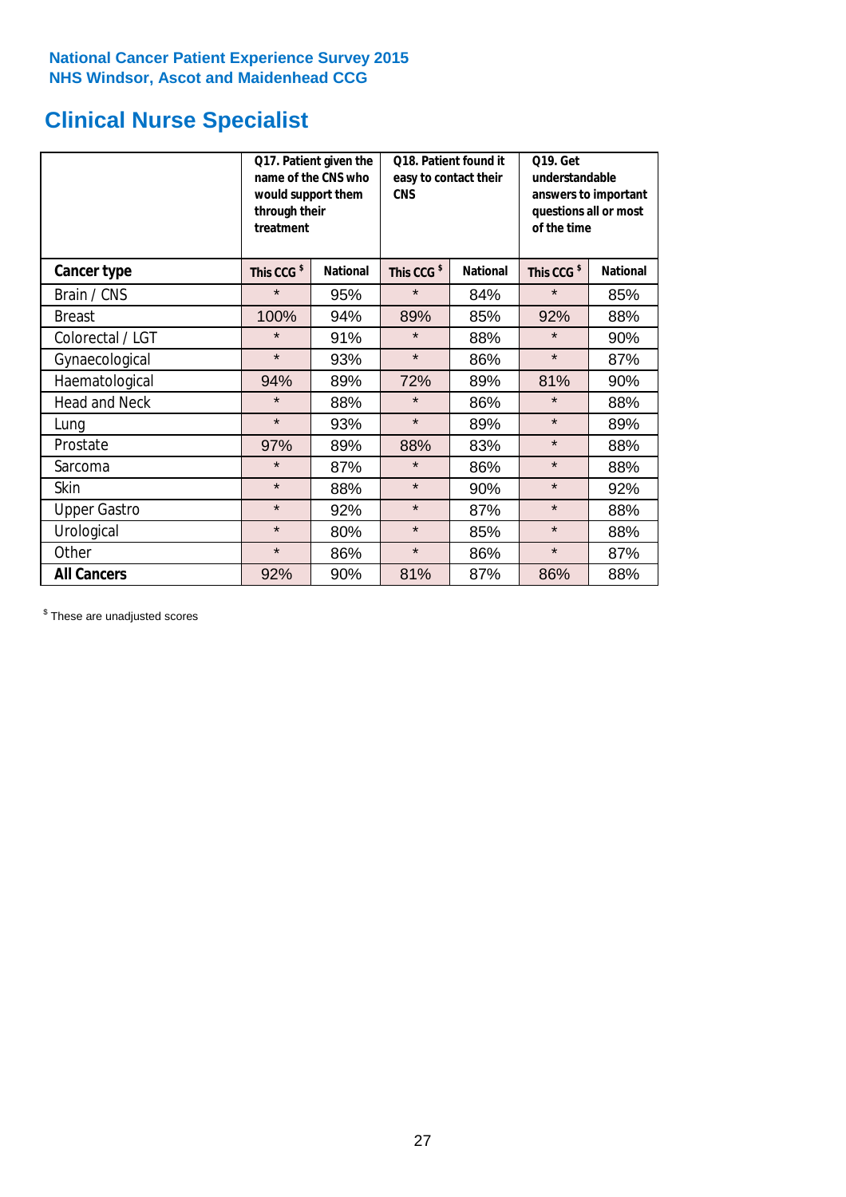National Cancer Patient Experience Survey 2015
NHS Windsor, Ascot and Maidenhead CCG

## Clinical Nurse Specialist

| | Q17. Patient given the name of the CNS who would support them through their treatment | | Q18. Patient found it easy to contact their CNS | | Q19. Get understandable answers to important questions all or most of the time | |
|---|---|---|---|---|---|---|
| **Cancer type** | **This CCG $** | **National** | **This CCG $** | **National** | **This CCG $** | **National** |
| Brain / CNS | * | 95% | * | 84% | * | 85% |
| Breast | 100% | 94% | 89% | 85% | 92% | 88% |
| Colorectal / LGT | * | 91% | * | 88% | * | 90% |
| Gynaecological | * | 93% | * | 86% | * | 87% |
| Haematological | 94% | 89% | 72% | 89% | 81% | 90% |
| Head and Neck | * | 88% | * | 86% | * | 88% |
| Lung | * | 93% | * | 89% | * | 89% |
| Prostate | 97% | 89% | 88% | 83% | * | 88% |
| Sarcoma | * | 87% | * | 86% | * | 88% |
| Skin | * | 88% | * | 90% | * | 92% |
| Upper Gastro | * | 92% | * | 87% | * | 88% |
| Urological | * | 80% | * | 85% | * | 88% |
| Other | * | 86% | * | 86% | * | 87% |
| **All Cancers** | 92% | 90% | 81% | 87% | 86% | 88% |

$ These are unadjusted scores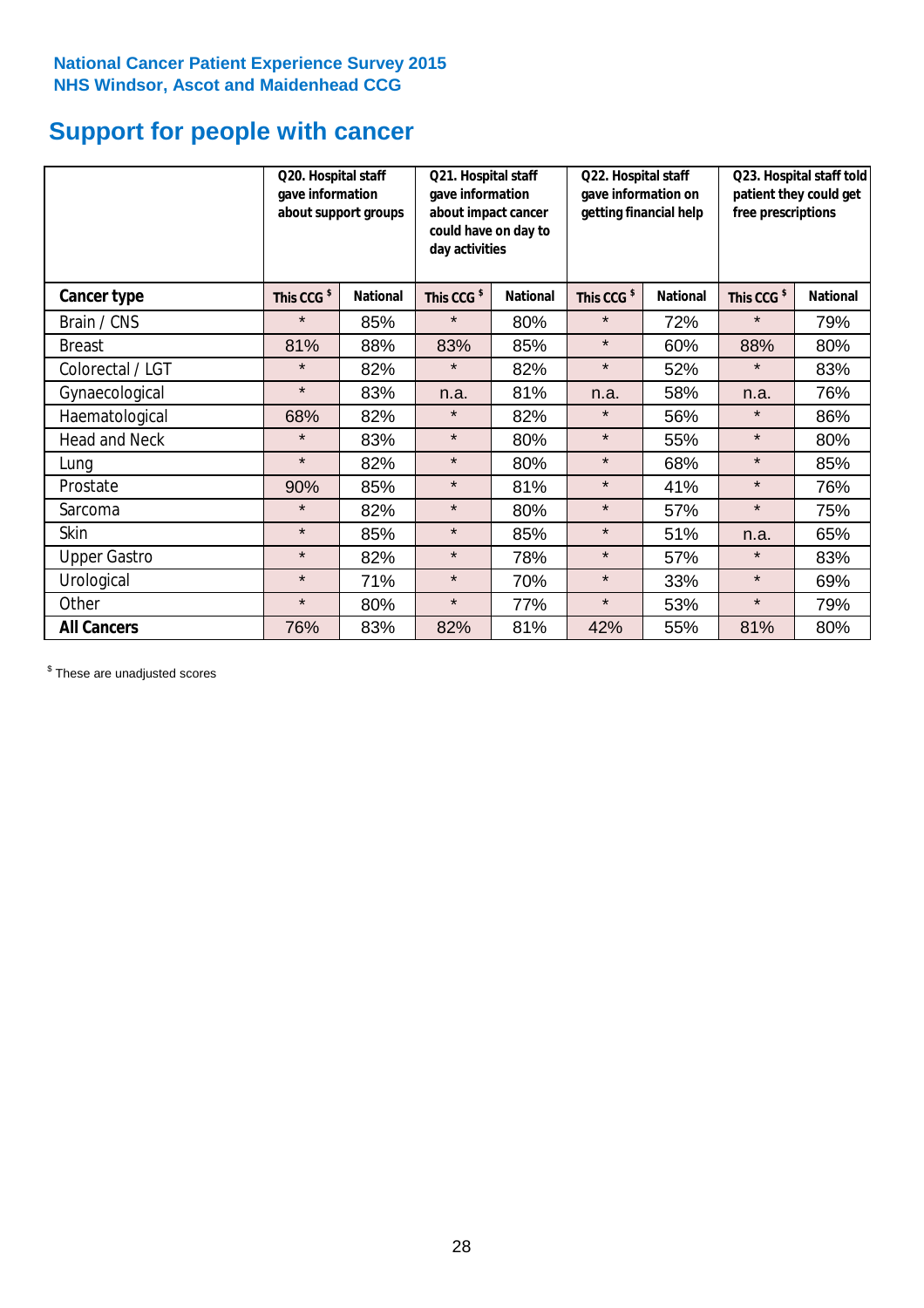National Cancer Patient Experience Survey 2015
NHS Windsor, Ascot and Maidenhead CCG

# Support for people with cancer

| | Q20. Hospital staff gave information about support groups | | Q21. Hospital staff gave information about impact cancer could have on day to day activities | | Q22. Hospital staff gave information on getting financial help | | Q23. Hospital staff told patient they could get free prescriptions | |
|---|---|---|---|---|---|---|---|---|
| **Cancer type** | This CCG $ | National | This CCG $ | National | This CCG $ | National | This CCG $ | National |
| Brain / CNS | * | 85% | * | 80% | * | 72% | * | 79% |
| Breast | 81% | 88% | 83% | 85% | * | 60% | 88% | 80% |
| Colorectal / LGT | * | 82% | * | 82% | * | 52% | * | 83% |
| Gynaecological | * | 83% | n.a. | 81% | n.a. | 58% | n.a. | 76% |
| Haematological | 68% | 82% | * | 82% | * | 56% | * | 86% |
| Head and Neck | * | 83% | * | 80% | * | 55% | * | 80% |
| Lung | * | 82% | * | 80% | * | 68% | * | 85% |
| Prostate | 90% | 85% | * | 81% | * | 41% | * | 76% |
| Sarcoma | * | 82% | * | 80% | * | 57% | * | 75% |
| Skin | * | 85% | * | 85% | * | 51% | n.a. | 65% |
| Upper Gastro | * | 82% | * | 78% | * | 57% | * | 83% |
| Urological | * | 71% | * | 70% | * | 33% | * | 69% |
| Other | * | 80% | * | 77% | * | 53% | * | 79% |
| **All Cancers** | 76% | 83% | 82% | 81% | 42% | 55% | 81% | 80% |

$ These are unadjusted scores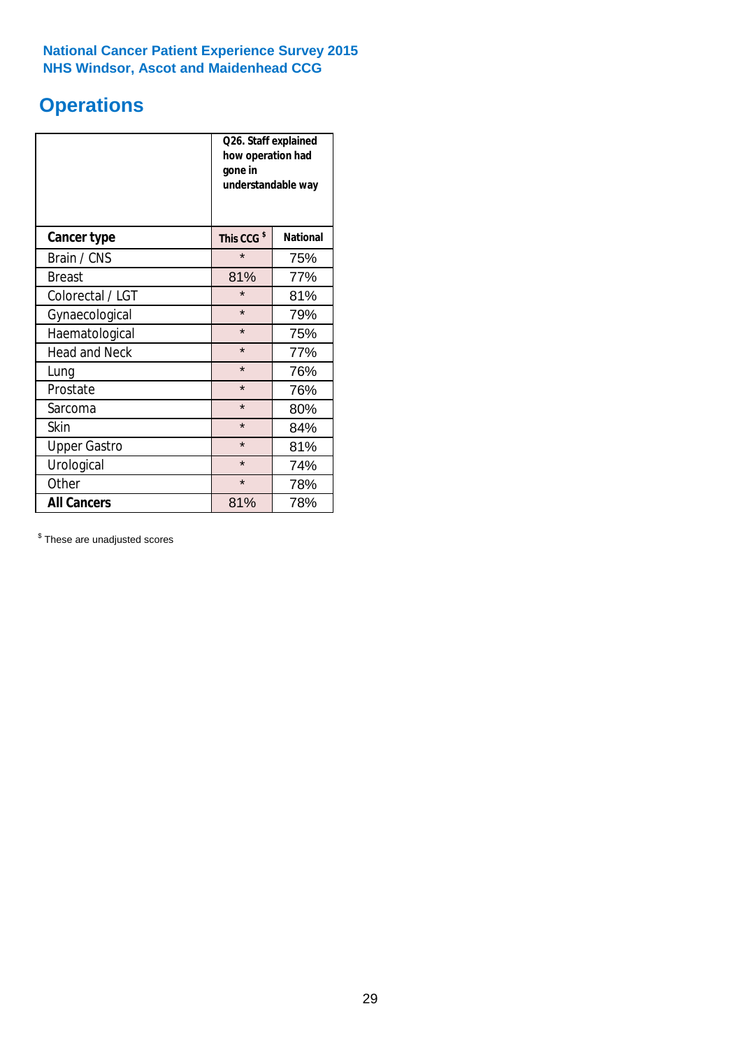**National Cancer Patient Experience Survey 2015**
**NHS Windsor, Ascot and Maidenhead CCG**

# Operations

| | Q26. Staff explained how operation had gone in understandable way | |
|---|---|---|
| **Cancer type** | **This CCG [$]** | **National** |
| Brain / CNS | * | 75% |
| Breast | 81% | 77% |
| Colorectal / LGT | * | 81% |
| Gynaecological | * | 79% |
| Haematological | * | 75% |
| Head and Neck | * | 77% |
| Lung | * | 76% |
| Prostate | * | 76% |
| Sarcoma | * | 80% |
| Skin | * | 84% |
| Upper Gastro | * | 81% |
| Urological | * | 74% |
| Other | * | 78% |
| **All Cancers** | 81% | 78% |

[$] These are unadjusted scores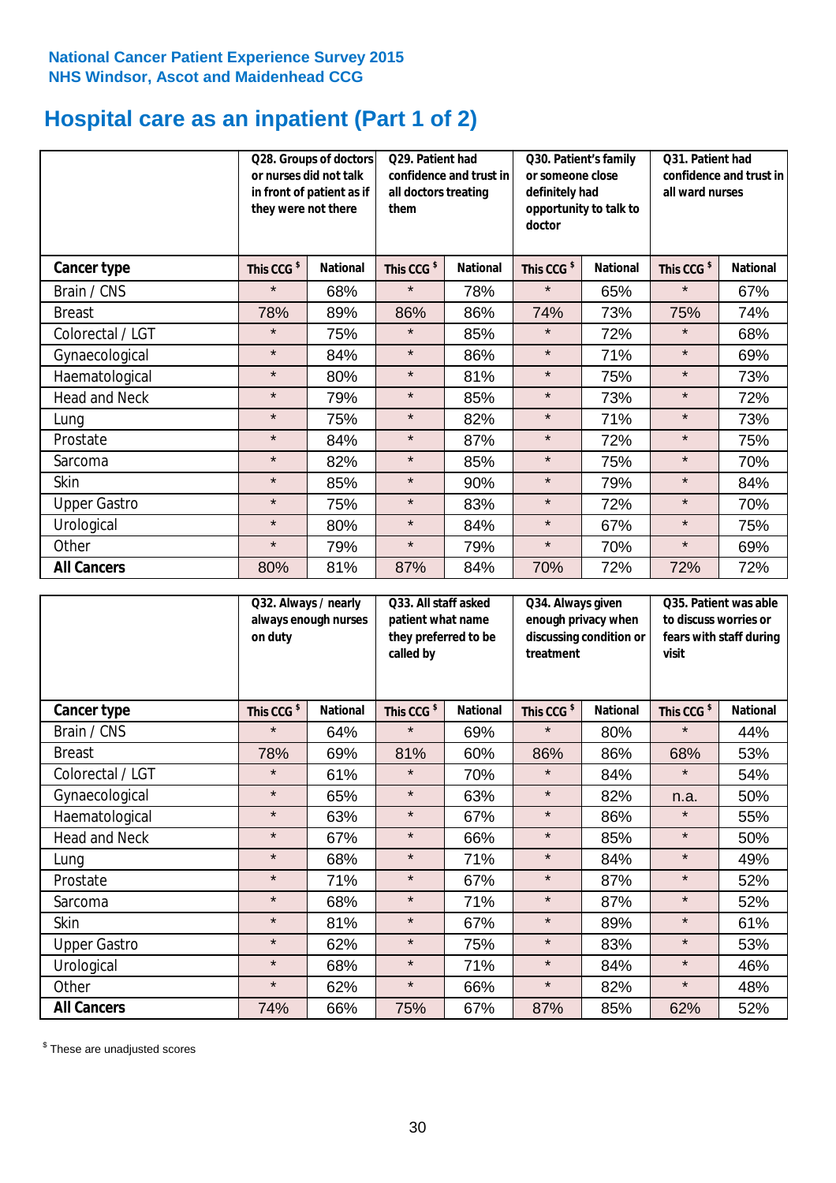National Cancer Patient Experience Survey 2015
NHS Windsor, Ascot and Maidenhead CCG

# Hospital care as an inpatient (Part 1 of 2)

| | Q28. Groups of doctors or nurses did not talk in front of patient as if they were not there | | Q29. Patient had confidence and trust in all doctors treating them | | Q30. Patient's family or someone close definitely had opportunity to talk to doctor | | Q31. Patient had confidence and trust in all ward nurses | |
|---|---|---|---|---|---|---|---|---|
| **Cancer type** | This CCG $ | National | This CCG $ | National | This CCG $ | National | This CCG $ | National |
| Brain / CNS | * | 68% | * | 78% | * | 65% | * | 67% |
| Breast | 78% | 89% | 86% | 86% | 74% | 73% | 75% | 74% |
| Colorectal / LGT | * | 75% | * | 85% | * | 72% | * | 68% |
| Gynaecological | * | 84% | * | 86% | * | 71% | * | 69% |
| Haematological | * | 80% | * | 81% | * | 75% | * | 73% |
| Head and Neck | * | 79% | * | 85% | * | 73% | * | 72% |
| Lung | * | 75% | * | 82% | * | 71% | * | 73% |
| Prostate | * | 84% | * | 87% | * | 72% | * | 75% |
| Sarcoma | * | 82% | * | 85% | * | 75% | * | 70% |
| Skin | * | 85% | * | 90% | * | 79% | * | 84% |
| Upper Gastro | * | 75% | * | 83% | * | 72% | * | 70% |
| Urological | * | 80% | * | 84% | * | 67% | * | 75% |
| Other | * | 79% | * | 79% | * | 70% | * | 69% |
| **All Cancers** | 80% | 81% | 87% | 84% | 70% | 72% | 72% | 72% |

| | Q32. Always / nearly always enough nurses on duty | | Q33. All staff asked patient what name they preferred to be called by | | Q34. Always given enough privacy when discussing condition or treatment | | Q35. Patient was able to discuss worries or fears with staff during visit | |
|---|---|---|---|---|---|---|---|---|
| **Cancer type** | This CCG $ | National | This CCG $ | National | This CCG $ | National | This CCG $ | National |
| Brain / CNS | * | 64% | * | 69% | * | 80% | * | 44% |
| Breast | 78% | 69% | 81% | 60% | 86% | 86% | 68% | 53% |
| Colorectal / LGT | * | 61% | * | 70% | * | 84% | * | 54% |
| Gynaecological | * | 65% | * | 63% | * | 82% | n.a. | 50% |
| Haematological | * | 63% | * | 67% | * | 86% | * | 55% |
| Head and Neck | * | 67% | * | 66% | * | 85% | * | 50% |
| Lung | * | 68% | * | 71% | * | 84% | * | 49% |
| Prostate | * | 71% | * | 67% | * | 87% | * | 52% |
| Sarcoma | * | 68% | * | 71% | * | 87% | * | 52% |
| Skin | * | 81% | * | 67% | * | 89% | * | 61% |
| Upper Gastro | * | 62% | * | 75% | * | 83% | * | 53% |
| Urological | * | 68% | * | 71% | * | 84% | * | 46% |
| Other | * | 62% | * | 66% | * | 82% | * | 48% |
| **All Cancers** | 74% | 66% | 75% | 67% | 87% | 85% | 62% | 52% |

$ These are unadjusted scores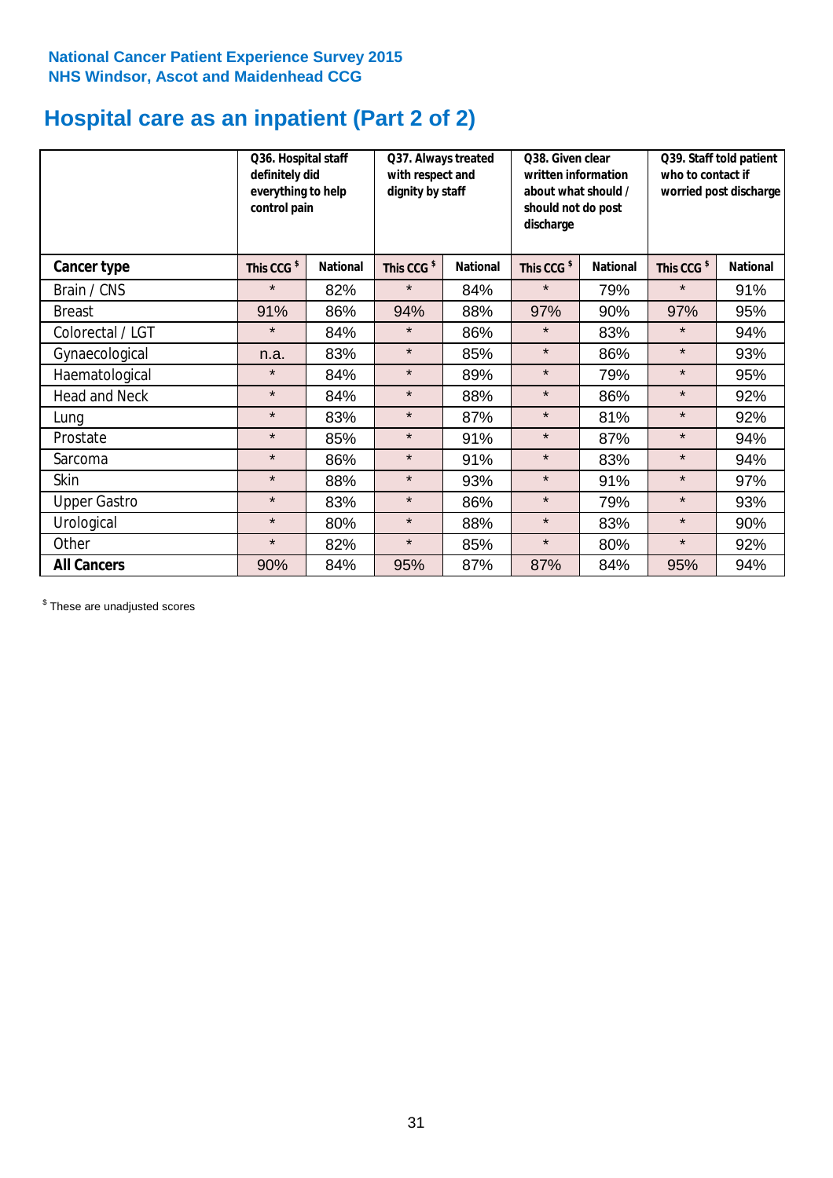National Cancer Patient Experience Survey 2015
NHS Windsor, Ascot and Maidenhead CCG

# Hospital care as an inpatient (Part 2 of 2)

| | Q36. Hospital staff definitely did everything to help control pain | | Q37. Always treated with respect and dignity by staff | | Q38. Given clear written information about what should / should not do post discharge | | Q39. Staff told patient who to contact if worried post discharge | |
|---|---|---|---|---|---|---|---|---|
| **Cancer type** | This CCG $ | National | This CCG $ | National | This CCG $ | National | This CCG $ | National |
| Brain / CNS | * | 82% | * | 84% | * | 79% | * | 91% |
| Breast | 91% | 86% | 94% | 88% | 97% | 90% | 97% | 95% |
| Colorectal / LGT | * | 84% | * | 86% | * | 83% | * | 94% |
| Gynaecological | n.a. | 83% | * | 85% | * | 86% | * | 93% |
| Haematological | * | 84% | * | 89% | * | 79% | * | 95% |
| Head and Neck | * | 84% | * | 88% | * | 86% | * | 92% |
| Lung | * | 83% | * | 87% | * | 81% | * | 92% |
| Prostate | * | 85% | * | 91% | * | 87% | * | 94% |
| Sarcoma | * | 86% | * | 91% | * | 83% | * | 94% |
| Skin | * | 88% | * | 93% | * | 91% | * | 97% |
| Upper Gastro | * | 83% | * | 86% | * | 79% | * | 93% |
| Urological | * | 80% | * | 88% | * | 83% | * | 90% |
| Other | * | 82% | * | 85% | * | 80% | * | 92% |
| **All Cancers** | 90% | 84% | 95% | 87% | 87% | 84% | 95% | 94% |

$ These are unadjusted scores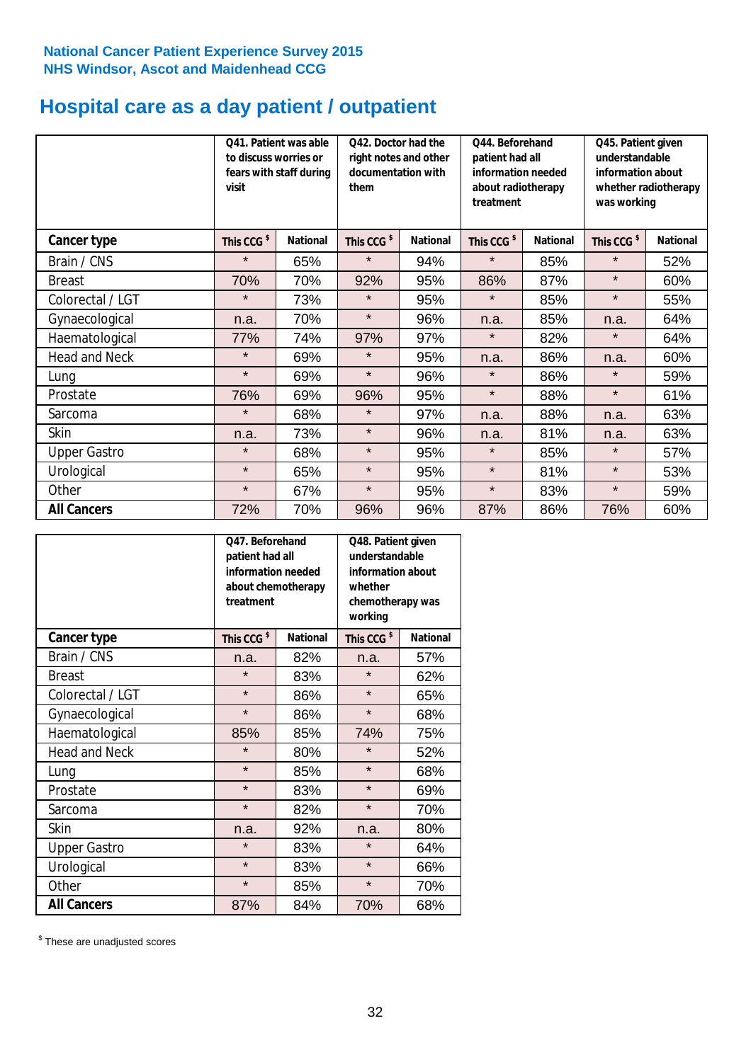National Cancer Patient Experience Survey 2015
NHS Windsor, Ascot and Maidenhead CCG

# Hospital care as a day patient / outpatient

| | Q41. Patient was able to discuss worries or fears with staff during visit | | Q42. Doctor had the right notes and other documentation with them | | Q44. Beforehand patient had all information needed about radiotherapy treatment | | Q45. Patient given understandable information about whether radiotherapy was working | |
|---|---|---|---|---|---|---|---|---|
| **Cancer type** | This CCG $ | National | This CCG $ | National | This CCG $ | National | This CCG $ | National |
| Brain / CNS | * | 65% | * | 94% | * | 85% | * | 52% |
| Breast | 70% | 70% | 92% | 95% | 86% | 87% | * | 60% |
| Colorectal / LGT | * | 73% | * | 95% | * | 85% | * | 55% |
| Gynaecological | n.a. | 70% | * | 96% | n.a. | 85% | n.a. | 64% |
| Haematological | 77% | 74% | 97% | 97% | * | 82% | * | 64% |
| Head and Neck | * | 69% | * | 95% | n.a. | 86% | n.a. | 60% |
| Lung | * | 69% | * | 96% | * | 86% | * | 59% |
| Prostate | 76% | 69% | 96% | 95% | * | 88% | * | 61% |
| Sarcoma | * | 68% | * | 97% | n.a. | 88% | n.a. | 63% |
| Skin | n.a. | 73% | * | 96% | n.a. | 81% | n.a. | 63% |
| Upper Gastro | * | 68% | * | 95% | * | 85% | * | 57% |
| Urological | * | 65% | * | 95% | * | 81% | * | 53% |
| Other | * | 67% | * | 95% | * | 83% | * | 59% |
| **All Cancers** | 72% | 70% | 96% | 96% | 87% | 86% | 76% | 60% |

| | Q47. Beforehand patient had all information needed about chemotherapy treatment | | Q48. Patient given understandable information about whether chemotherapy was working | |
|---|---|---|---|---|
| **Cancer type** | This CCG $ | National | This CCG $ | National |
| Brain / CNS | n.a. | 82% | n.a. | 57% |
| Breast | * | 83% | * | 62% |
| Colorectal / LGT | * | 86% | * | 65% |
| Gynaecological | * | 86% | * | 68% |
| Haematological | 85% | 85% | 74% | 75% |
| Head and Neck | * | 80% | * | 52% |
| Lung | * | 85% | * | 68% |
| Prostate | * | 83% | * | 69% |
| Sarcoma | * | 82% | * | 70% |
| Skin | n.a. | 92% | n.a. | 80% |
| Upper Gastro | * | 83% | * | 64% |
| Urological | * | 83% | * | 66% |
| Other | * | 85% | * | 70% |
| **All Cancers** | 87% | 84% | 70% | 68% |

$ These are unadjusted scores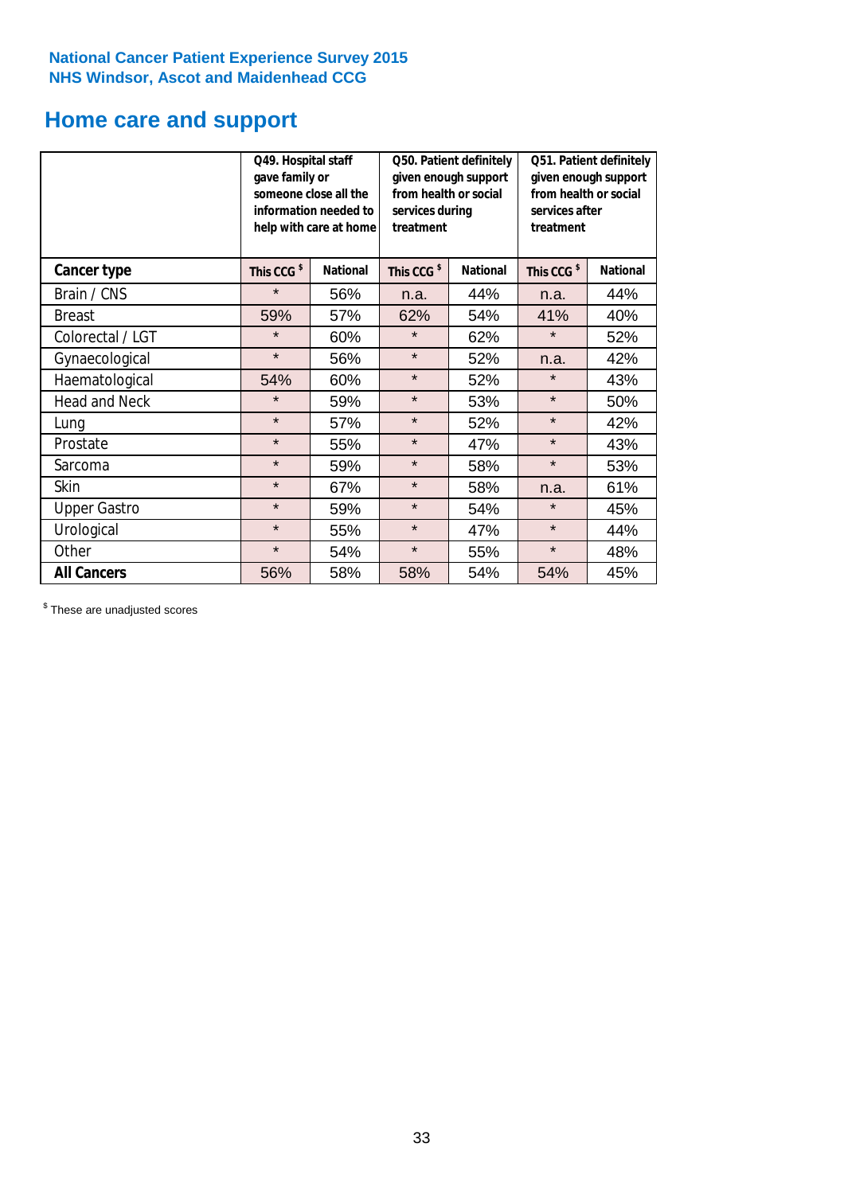National Cancer Patient Experience Survey 2015
NHS Windsor, Ascot and Maidenhead CCG

# Home care and support

| | Q49. Hospital staff gave family or someone close all the information needed to help with care at home | | Q50. Patient definitely given enough support from health or social services during treatment | | Q51. Patient definitely given enough support from health or social services after treatment | |
|---|---|---|---|---|---|---|
| **Cancer type** | This CCG $ | National | This CCG $ | National | This CCG $ | National |
| Brain / CNS | * | 56% | n.a. | 44% | n.a. | 44% |
| Breast | 59% | 57% | 62% | 54% | 41% | 40% |
| Colorectal / LGT | * | 60% | * | 62% | * | 52% |
| Gynaecological | * | 56% | * | 52% | n.a. | 42% |
| Haematological | 54% | 60% | * | 52% | * | 43% |
| Head and Neck | * | 59% | * | 53% | * | 50% |
| Lung | * | 57% | * | 52% | * | 42% |
| Prostate | * | 55% | * | 47% | * | 43% |
| Sarcoma | * | 59% | * | 58% | * | 53% |
| Skin | * | 67% | * | 58% | n.a. | 61% |
| Upper Gastro | * | 59% | * | 54% | * | 45% |
| Urological | * | 55% | * | 47% | * | 44% |
| Other | * | 54% | * | 55% | * | 48% |
| **All Cancers** | 56% | 58% | 58% | 54% | 54% | 45% |

$ These are unadjusted scores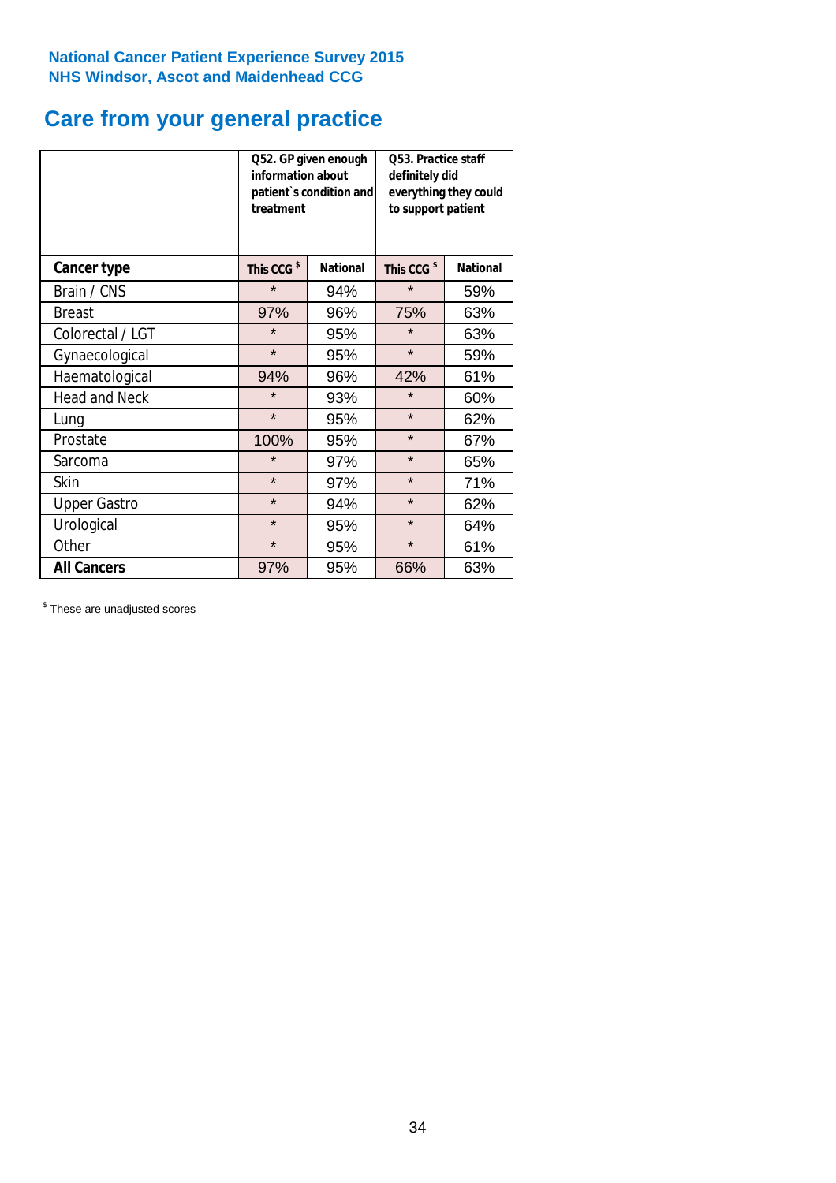National Cancer Patient Experience Survey 2015
NHS Windsor, Ascot and Maidenhead CCG

# Care from your general practice

| | Q52. GP given enough information about patient`s condition and treatment | | Q53. Practice staff definitely did everything they could to support patient | |
|---|---|---|---|---|
| **Cancer type** | This CCG $ | National | This CCG $ | National |
| Brain / CNS | * | 94% | * | 59% |
| Breast | 97% | 96% | 75% | 63% |
| Colorectal / LGT | * | 95% | * | 63% |
| Gynaecological | * | 95% | * | 59% |
| Haematological | 94% | 96% | 42% | 61% |
| Head and Neck | * | 93% | * | 60% |
| Lung | * | 95% | * | 62% |
| Prostate | 100% | 95% | * | 67% |
| Sarcoma | * | 97% | * | 65% |
| Skin | * | 97% | * | 71% |
| Upper Gastro | * | 94% | * | 62% |
| Urological | * | 95% | * | 64% |
| Other | * | 95% | * | 61% |
| **All Cancers** | 97% | 95% | 66% | 63% |

$ These are unadjusted scores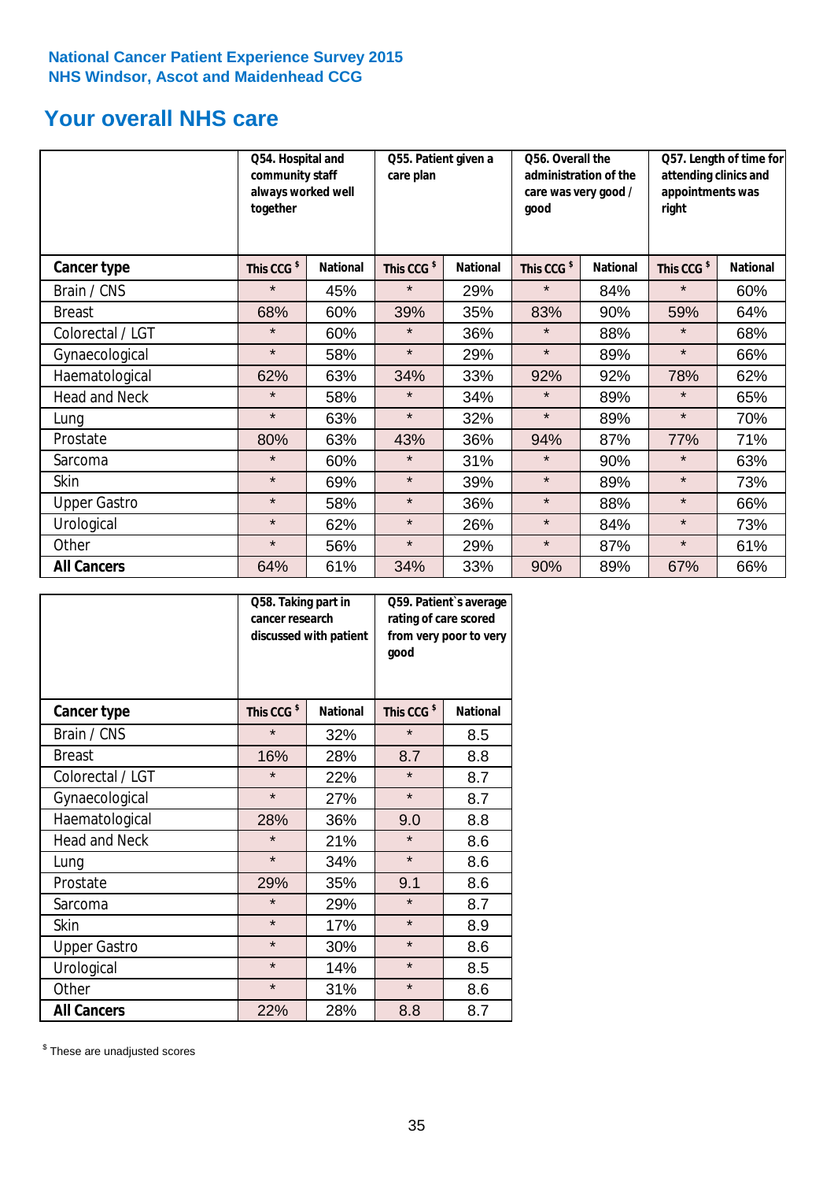National Cancer Patient Experience Survey 2015
NHS Windsor, Ascot and Maidenhead CCG

# Your overall NHS care

| | Q54. Hospital and community staff always worked well together | | Q55. Patient given a care plan | | Q56. Overall the administration of the care was very good / good | | Q57. Length of time for attending clinics and appointments was right | |
|---|---|---|---|---|---|---|---|---|
| **Cancer type** | This CCG $ | National | This CCG $ | National | This CCG $ | National | This CCG $ | National |
| Brain / CNS | * | 45% | * | 29% | * | 84% | * | 60% |
| Breast | 68% | 60% | 39% | 35% | 83% | 90% | 59% | 64% |
| Colorectal / LGT | * | 60% | * | 36% | * | 88% | * | 68% |
| Gynaecological | * | 58% | * | 29% | * | 89% | * | 66% |
| Haematological | 62% | 63% | 34% | 33% | 92% | 92% | 78% | 62% |
| Head and Neck | * | 58% | * | 34% | * | 89% | * | 65% |
| Lung | * | 63% | * | 32% | * | 89% | * | 70% |
| Prostate | 80% | 63% | 43% | 36% | 94% | 87% | 77% | 71% |
| Sarcoma | * | 60% | * | 31% | * | 90% | * | 63% |
| Skin | * | 69% | * | 39% | * | 89% | * | 73% |
| Upper Gastro | * | 58% | * | 36% | * | 88% | * | 66% |
| Urological | * | 62% | * | 26% | * | 84% | * | 73% |
| Other | * | 56% | * | 29% | * | 87% | * | 61% |
| **All Cancers** | 64% | 61% | 34% | 33% | 90% | 89% | 67% | 66% |

| | Q58. Taking part in cancer research discussed with patient | | Q59. Patient`s average rating of care scored from very poor to very good | |
|---|---|---|---|---|
| **Cancer type** | This CCG $ | National | This CCG $ | National |
| Brain / CNS | * | 32% | * | 8.5 |
| Breast | 16% | 28% | 8.7 | 8.8 |
| Colorectal / LGT | * | 22% | * | 8.7 |
| Gynaecological | * | 27% | * | 8.7 |
| Haematological | 28% | 36% | 9.0 | 8.8 |
| Head and Neck | * | 21% | * | 8.6 |
| Lung | * | 34% | * | 8.6 |
| Prostate | 29% | 35% | 9.1 | 8.6 |
| Sarcoma | * | 29% | * | 8.7 |
| Skin | * | 17% | * | 8.9 |
| Upper Gastro | * | 30% | * | 8.6 |
| Urological | * | 14% | * | 8.5 |
| Other | * | 31% | * | 8.6 |
| **All Cancers** | 22% | 28% | 8.8 | 8.7 |

$ These are unadjusted scores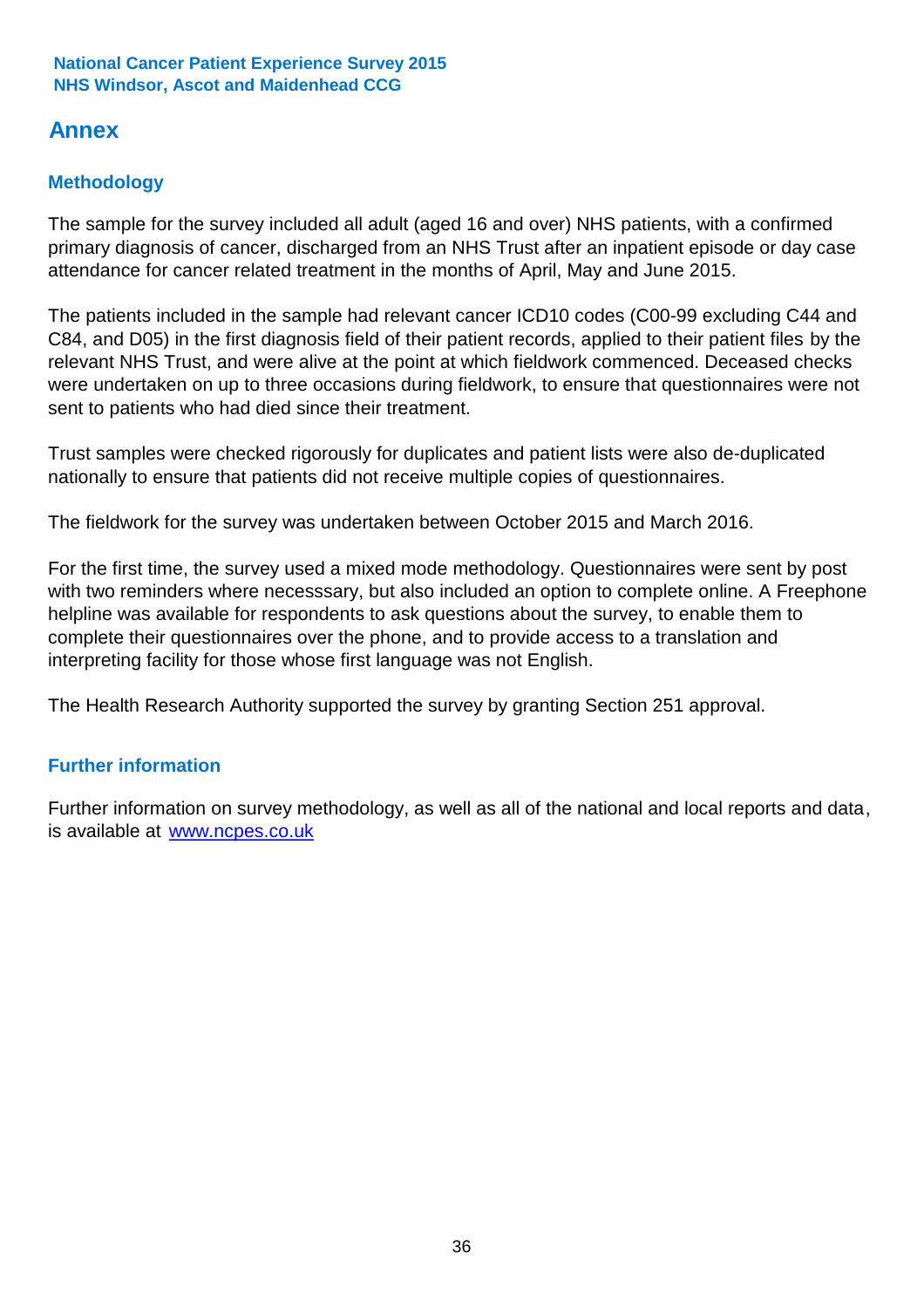## Annex

### Methodology

The sample for the survey included all adult (aged 16 and over) NHS patients, with a confirmed primary diagnosis of cancer, discharged from an NHS Trust after an inpatient episode or day case attendance for cancer related treatment in the months of April, May and June 2015.

The patients included in the sample had relevant cancer ICD10 codes (C00-99 excluding C44 and C84, and D05) in the first diagnosis field of their patient records, applied to their patient files by the relevant NHS Trust, and were alive at the point at which fieldwork commenced. Deceased checks were undertaken on up to three occasions during fieldwork, to ensure that questionnaires were not sent to patients who had died since their treatment.

Trust samples were checked rigorously for duplicates and patient lists were also de-duplicated nationally to ensure that patients did not receive multiple copies of questionnaires.

The fieldwork for the survey was undertaken between October 2015 and March 2016.

For the first time, the survey used a mixed mode methodology. Questionnaires were sent by post with two reminders where necesssary, but also included an option to complete online. A Freephone helpline was available for respondents to ask questions about the survey, to enable them to complete their questionnaires over the phone, and to provide access to a translation and interpreting facility for those whose first language was not English.

The Health Research Authority supported the survey by granting Section 251 approval.

### Further information

Further information on survey methodology, as well as all of the national and local reports and data, is available at [www.ncpes.co.uk](http://www.ncpes.co.uk)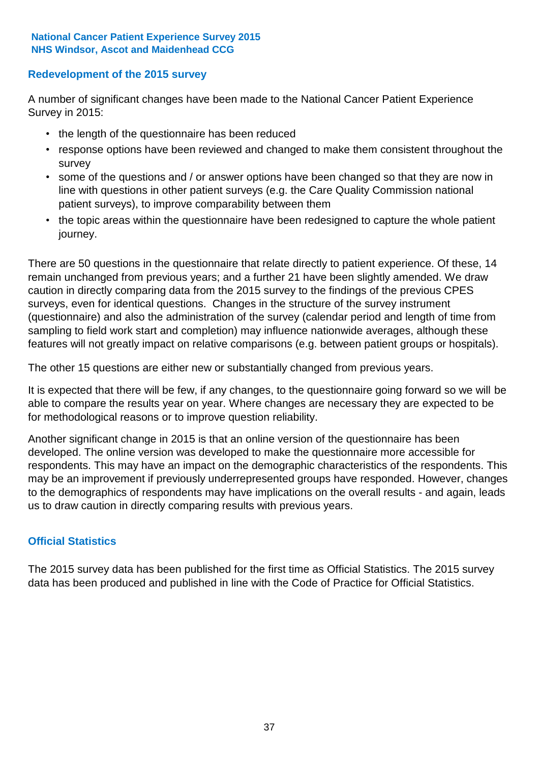## Redevelopment of the 2015 survey

A number of significant changes have been made to the National Cancer Patient Experience Survey in 2015:

- the length of the questionnaire has been reduced
- response options have been reviewed and changed to make them consistent throughout the survey
- some of the questions and / or answer options have been changed so that they are now in line with questions in other patient surveys (e.g. the Care Quality Commission national patient surveys), to improve comparability between them
- the topic areas within the questionnaire have been redesigned to capture the whole patient journey.

There are 50 questions in the questionnaire that relate directly to patient experience. Of these, 14 remain unchanged from previous years; and a further 21 have been slightly amended. We draw caution in directly comparing data from the 2015 survey to the findings of the previous CPES surveys, even for identical questions. Changes in the structure of the survey instrument (questionnaire) and also the administration of the survey (calendar period and length of time from sampling to field work start and completion) may influence nationwide averages, although these features will not greatly impact on relative comparisons (e.g. between patient groups or hospitals).

The other 15 questions are either new or substantially changed from previous years.

It is expected that there will be few, if any changes, to the questionnaire going forward so we will be able to compare the results year on year. Where changes are necessary they are expected to be for methodological reasons or to improve question reliability.

Another significant change in 2015 is that an online version of the questionnaire has been developed. The online version was developed to make the questionnaire more accessible for respondents. This may have an impact on the demographic characteristics of the respondents. This may be an improvement if previously underrepresented groups have responded. However, changes to the demographics of respondents may have implications on the overall results - and again, leads us to draw caution in directly comparing results with previous years.

## Official Statistics

The 2015 survey data has been published for the first time as Official Statistics. The 2015 survey data has been produced and published in line with the Code of Practice for Official Statistics.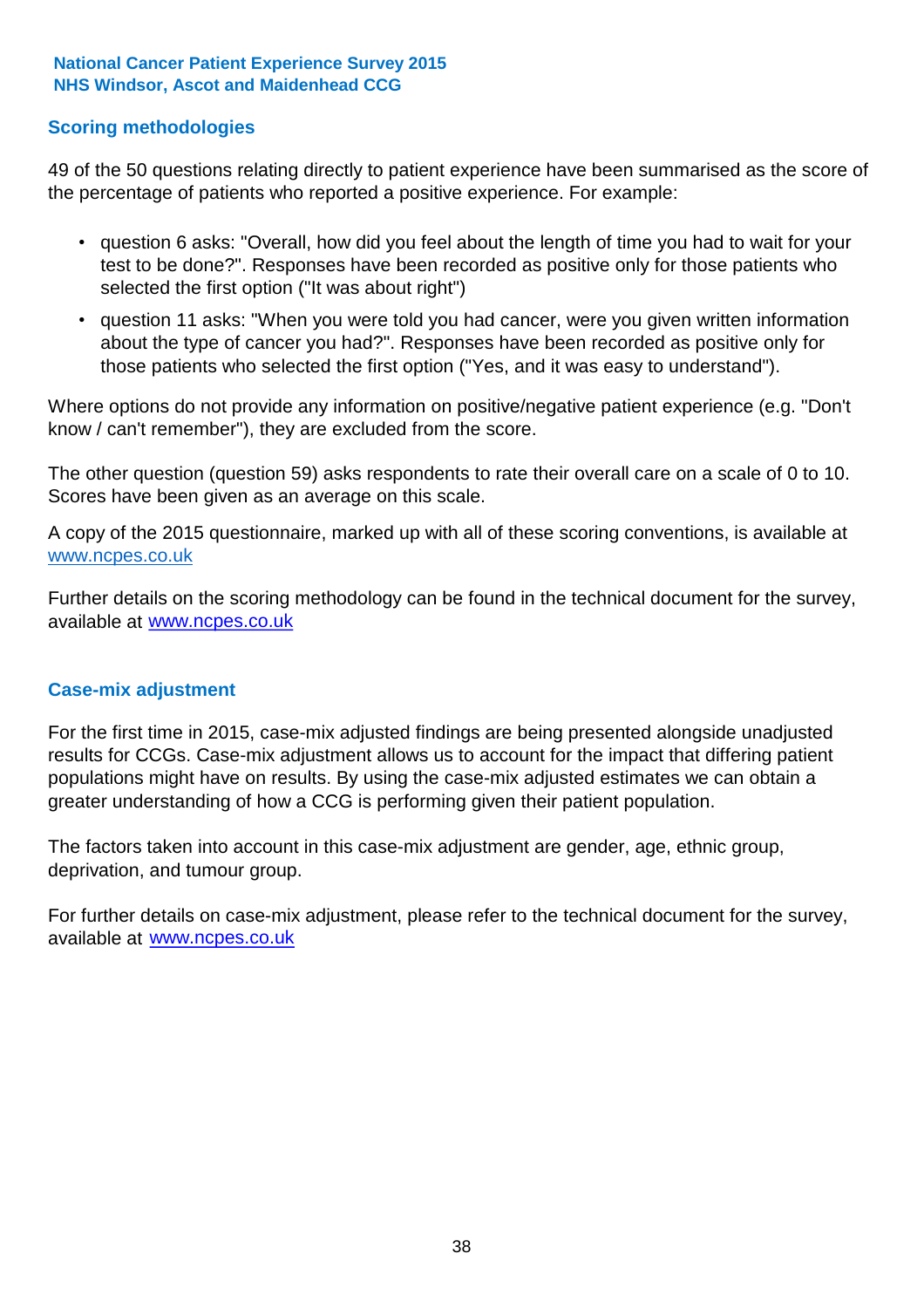## Scoring methodologies

49 of the 50 questions relating directly to patient experience have been summarised as the score of the percentage of patients who reported a positive experience. For example:

- question 6 asks: "Overall, how did you feel about the length of time you had to wait for your test to be done?". Responses have been recorded as positive only for those patients who selected the first option ("It was about right")
- question 11 asks: "When you were told you had cancer, were you given written information about the type of cancer you had?". Responses have been recorded as positive only for those patients who selected the first option ("Yes, and it was easy to understand").

Where options do not provide any information on positive/negative patient experience (e.g. "Don't know / can't remember"), they are excluded from the score.

The other question (question 59) asks respondents to rate their overall care on a scale of 0 to 10. Scores have been given as an average on this scale.

A copy of the 2015 questionnaire, marked up with all of these scoring conventions, is available at www.ncpes.co.uk

Further details on the scoring methodology can be found in the technical document for the survey, available at www.ncpes.co.uk

## Case-mix adjustment

For the first time in 2015, case-mix adjusted findings are being presented alongside unadjusted results for CCGs. Case-mix adjustment allows us to account for the impact that differing patient populations might have on results. By using the case-mix adjusted estimates we can obtain a greater understanding of how a CCG is performing given their patient population.

The factors taken into account in this case-mix adjustment are gender, age, ethnic group, deprivation, and tumour group.

For further details on case-mix adjustment, please refer to the technical document for the survey, available at www.ncpes.co.uk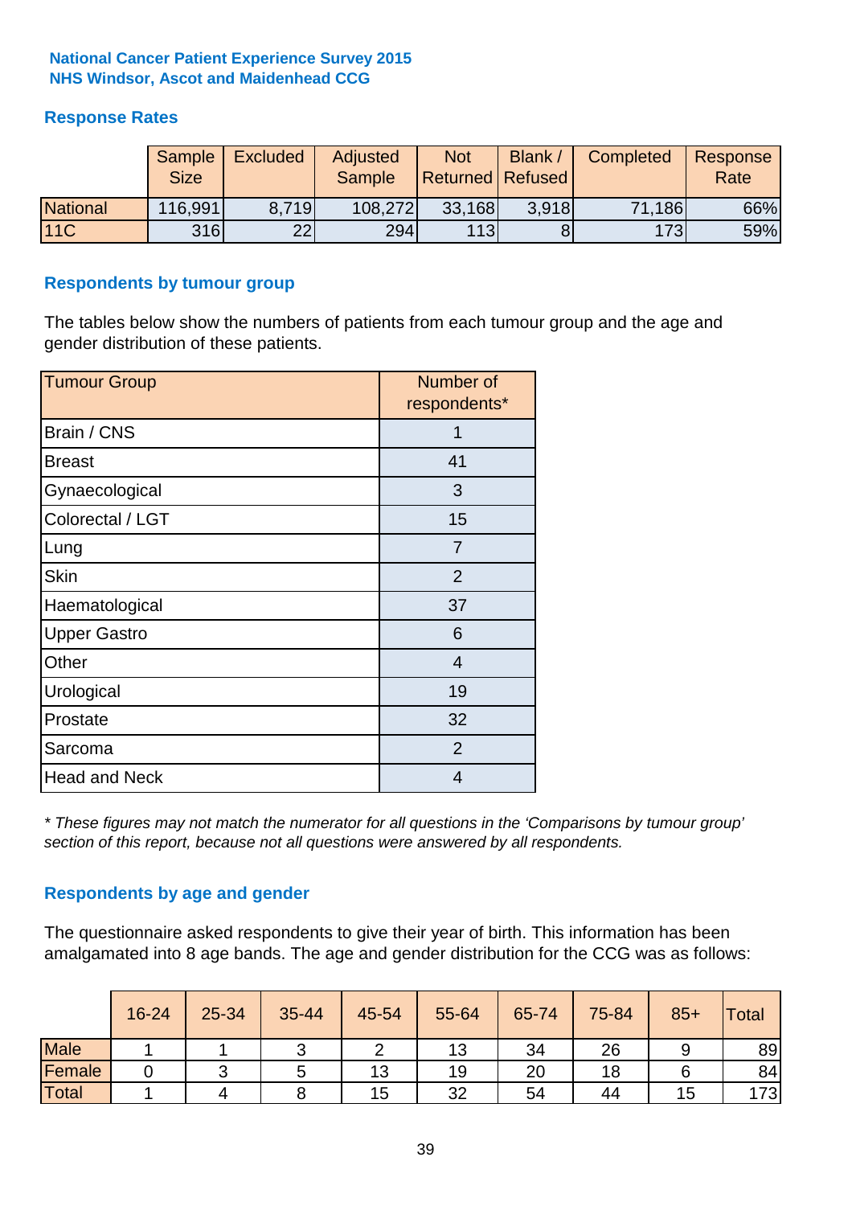**National Cancer Patient Experience Survey 2015**
**NHS Windsor, Ascot and Maidenhead CCG**

## Response Rates

| | Sample Size | Excluded | Adjusted Sample | Not Returned | Blank / Refused | Completed | Response Rate |
|---|---|---|---|---|---|---|---|
| National | 116,991 | 8,719 | 108,272 | 33,168 | 3,918 | 71,186 | 66% |
| 11C | 316 | 22 | 294 | 113 | 8 | 173 | 59% |

## Respondents by tumour group

The tables below show the numbers of patients from each tumour group and the age and gender distribution of these patients.

| Tumour Group | Number of respondents* |
|---|---|
| Brain / CNS | 1 |
| Breast | 41 |
| Gynaecological | 3 |
| Colorectal / LGT | 15 |
| Lung | 7 |
| Skin | 2 |
| Haematological | 37 |
| Upper Gastro | 6 |
| Other | 4 |
| Urological | 19 |
| Prostate | 32 |
| Sarcoma | 2 |
| Head and Neck | 4 |

*\* These figures may not match the numerator for all questions in the 'Comparisons by tumour group' section of this report, because not all questions were answered by all respondents.*

## Respondents by age and gender

The questionnaire asked respondents to give their year of birth. This information has been amalgamated into 8 age bands. The age and gender distribution for the CCG was as follows:

| | 16-24 | 25-34 | 35-44 | 45-54 | 55-64 | 65-74 | 75-84 | 85+ | Total |
|---|---|---|---|---|---|---|---|---|---|
| Male | 1 | 1 | 3 | 2 | 13 | 34 | 26 | 9 | 89 |
| Female | 0 | 3 | 5 | 13 | 19 | 20 | 18 | 6 | 84 |
| Total | 1 | 4 | 8 | 15 | 32 | 54 | 44 | 15 | 173 |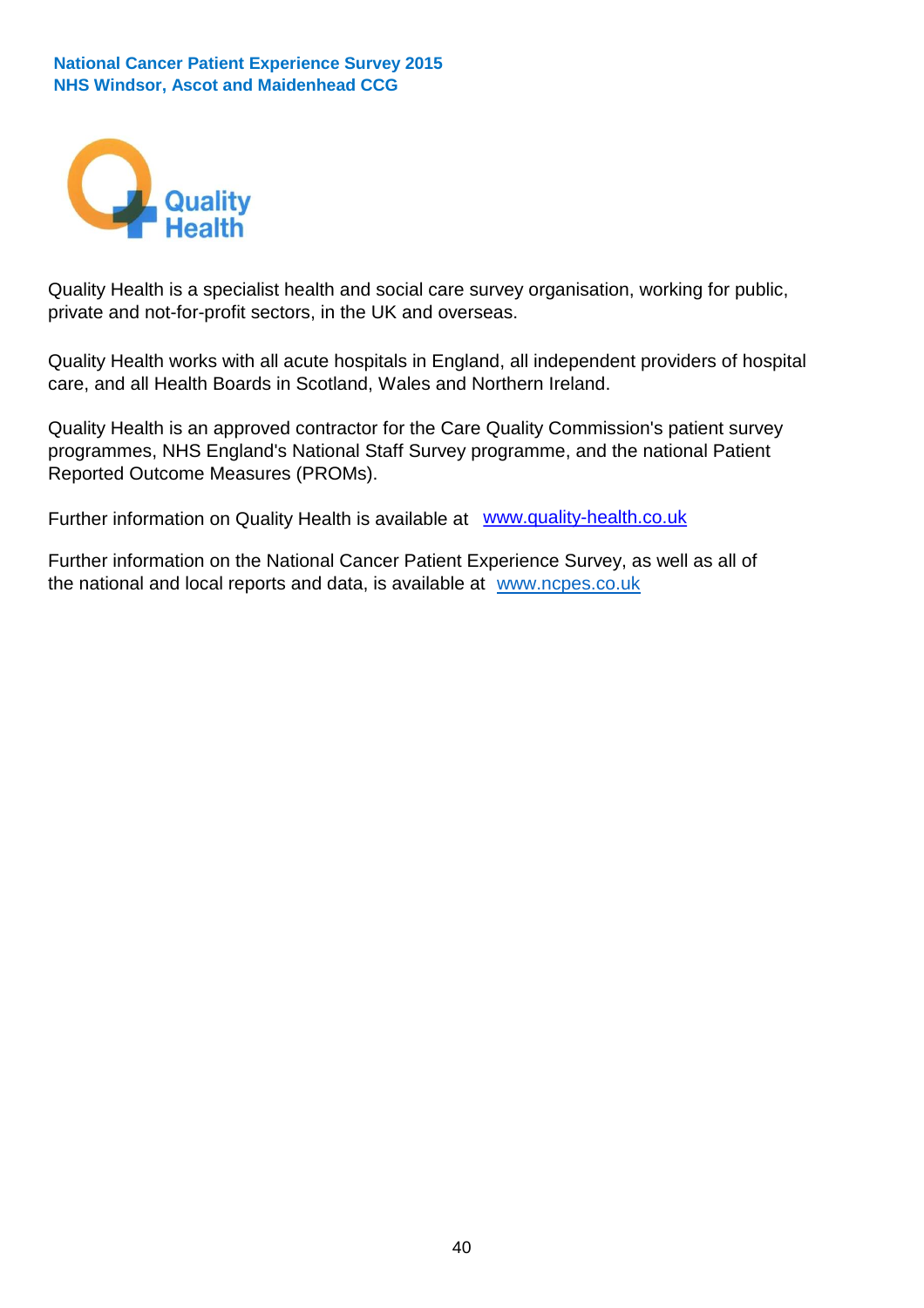Quality Health

Quality Health is a specialist health and social care survey organisation, working for public, private and not-for-profit sectors, in the UK and overseas.

Quality Health works with all acute hospitals in England, all independent providers of hospital care, and all Health Boards in Scotland, Wales and Northern Ireland.

Quality Health is an approved contractor for the Care Quality Commission's patient survey programmes, NHS England's National Staff Survey programme, and the national Patient Reported Outcome Measures (PROMs).

Further information on Quality Health is available at [www.quality-health.co.uk](http://www.quality-health.co.uk)

Further information on the National Cancer Patient Experience Survey, as well as all of the national and local reports and data, is available at [www.ncpes.co.uk](http://www.ncpes.co.uk)